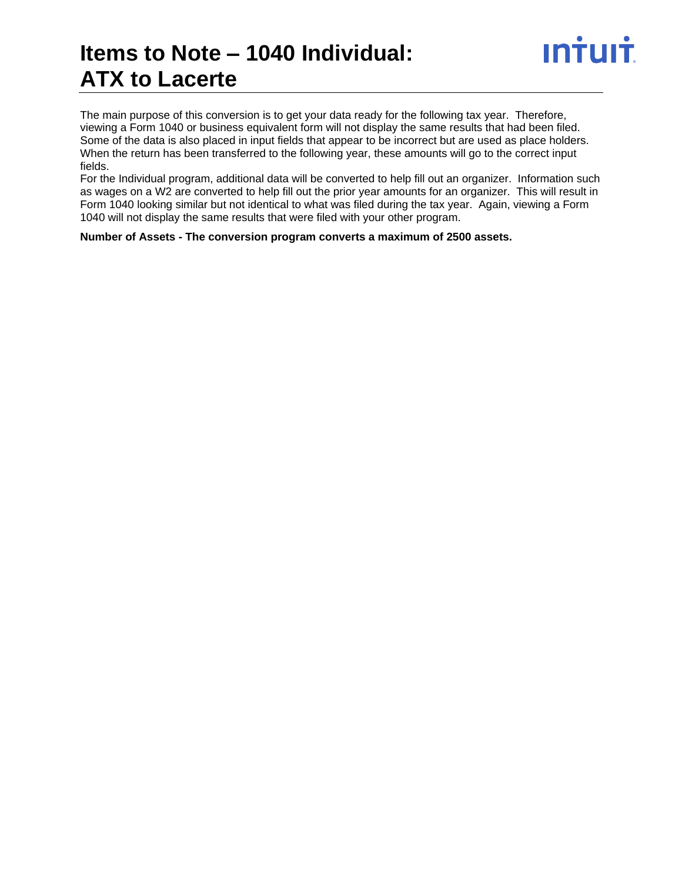# Items to Note – 1040 Individual: ATX to Lacerte

The main purpose of this conversion is to get your data ready for the following tax year. Therefore, viewing a Form 1040 or business equivalent form will not display the same results that had been filed. Some of the data is also placed in input fields that appear to be incorrect but are used as place holders. When the return has been transferred to the following year, these amounts will go to the correct input fields.

For the Individual program, additional data will be converted to help fill out an organizer. Information such as wages on a W2 are converted to help fill out the prior year amounts for an organizer. This will result in Form 1040 looking similar but not identical to what was filed during the tax year. Again, viewing a Form 1040 will not display the same results that were filed with your other program.

**Number of Assets - The conversion program converts a maximum of 2500 assets.**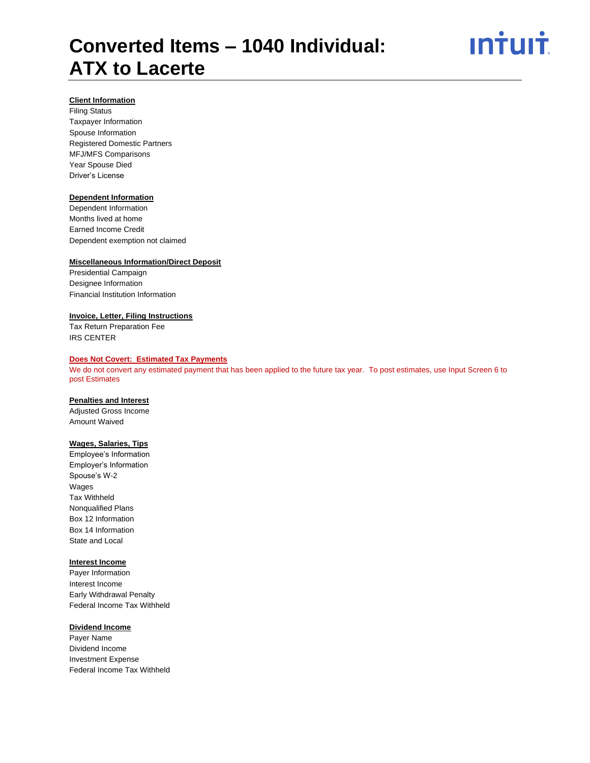# Converted Items – 1040 Individual: ATX to Lacerte

**Client Information**

Filing Status
Taxpayer Information
Spouse Information
Registered Domestic Partners
MFJ/MFS Comparisons
Year Spouse Died
Driver's License

**Dependent Information**

Dependent Information
Months lived at home
Earned Income Credit
Dependent exemption not claimed

**Miscellaneous Information/Direct Deposit**

Presidential Campaign
Designee Information
Financial Institution Information

**Invoice, Letter, Filing Instructions**

Tax Return Preparation Fee
IRS CENTER

**Does Not Covert: Estimated Tax Payments**

We do not convert any estimated payment that has been applied to the future tax year. To post estimates, use Input Screen 6 to post Estimates

**Penalties and Interest**

Adjusted Gross Income
Amount Waived

**Wages, Salaries, Tips**

Employee's Information
Employer's Information
Spouse's W-2
Wages
Tax Withheld
Nonqualified Plans
Box 12 Information
Box 14 Information
State and Local

**Interest Income**

Payer Information
Interest Income
Early Withdrawal Penalty
Federal Income Tax Withheld

**Dividend Income**

Payer Name
Dividend Income
Investment Expense
Federal Income Tax Withheld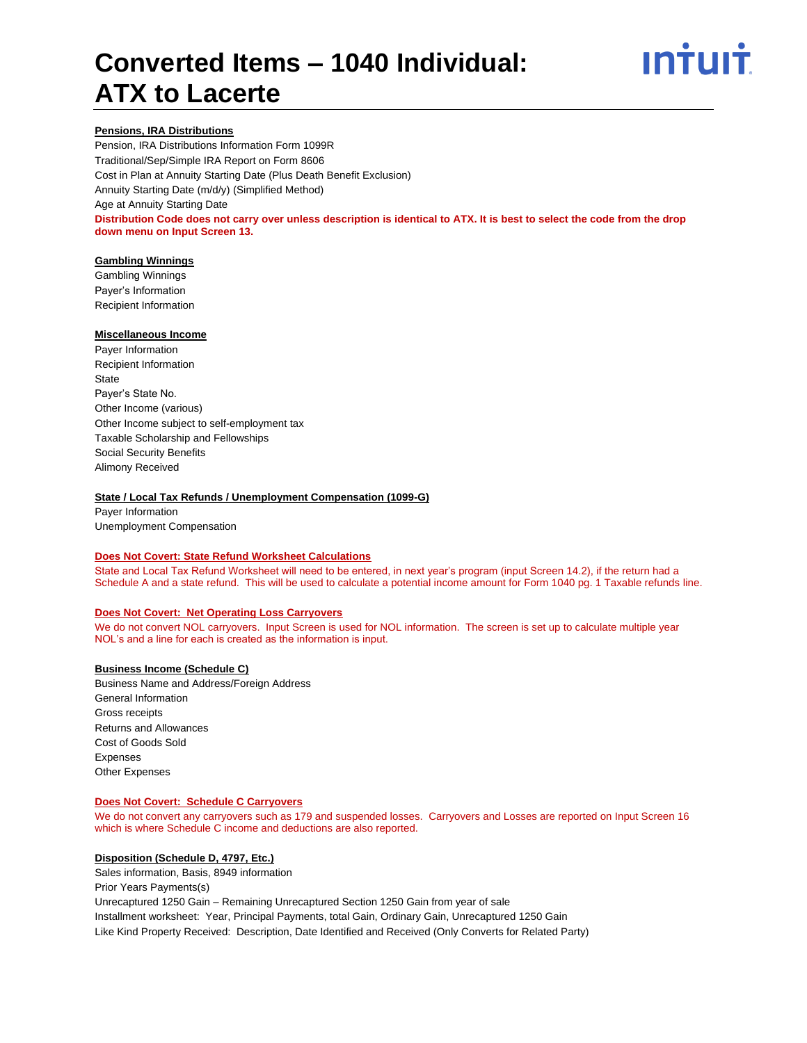# Converted Items – 1040 Individual: ATX to Lacerte

**Pensions, IRA Distributions**

Pension, IRA Distributions Information Form 1099R
Traditional/Sep/Simple IRA Report on Form 8606
Cost in Plan at Annuity Starting Date (Plus Death Benefit Exclusion)
Annuity Starting Date (m/d/y) (Simplified Method)
Age at Annuity Starting Date

**Distribution Code does not carry over unless description is identical to ATX. It is best to select the code from the drop down menu on Input Screen 13.**

**Gambling Winnings**

Gambling Winnings
Payer's Information
Recipient Information

**Miscellaneous Income**

Payer Information
Recipient Information
State
Payer's State No.
Other Income (various)
Other Income subject to self-employment tax
Taxable Scholarship and Fellowships
Social Security Benefits
Alimony Received

**State / Local Tax Refunds / Unemployment Compensation (1099-G)**

Payer Information
Unemployment Compensation

**Does Not Covert: State Refund Worksheet Calculations**

State and Local Tax Refund Worksheet will need to be entered, in next year's program (input Screen 14.2), if the return had a Schedule A and a state refund. This will be used to calculate a potential income amount for Form 1040 pg. 1 Taxable refunds line.

**Does Not Covert: Net Operating Loss Carryovers**

We do not convert NOL carryovers. Input Screen is used for NOL information. The screen is set up to calculate multiple year NOL's and a line for each is created as the information is input.

**Business Income (Schedule C)**

Business Name and Address/Foreign Address
General Information
Gross receipts
Returns and Allowances
Cost of Goods Sold
Expenses
Other Expenses

**Does Not Covert: Schedule C Carryovers**

We do not convert any carryovers such as 179 and suspended losses. Carryovers and Losses are reported on Input Screen 16 which is where Schedule C income and deductions are also reported.

**Disposition (Schedule D, 4797, Etc.)**

Sales information, Basis, 8949 information
Prior Years Payments(s)
Unrecaptured 1250 Gain – Remaining Unrecaptured Section 1250 Gain from year of sale
Installment worksheet: Year, Principal Payments, total Gain, Ordinary Gain, Unrecaptured 1250 Gain
Like Kind Property Received: Description, Date Identified and Received (Only Converts for Related Party)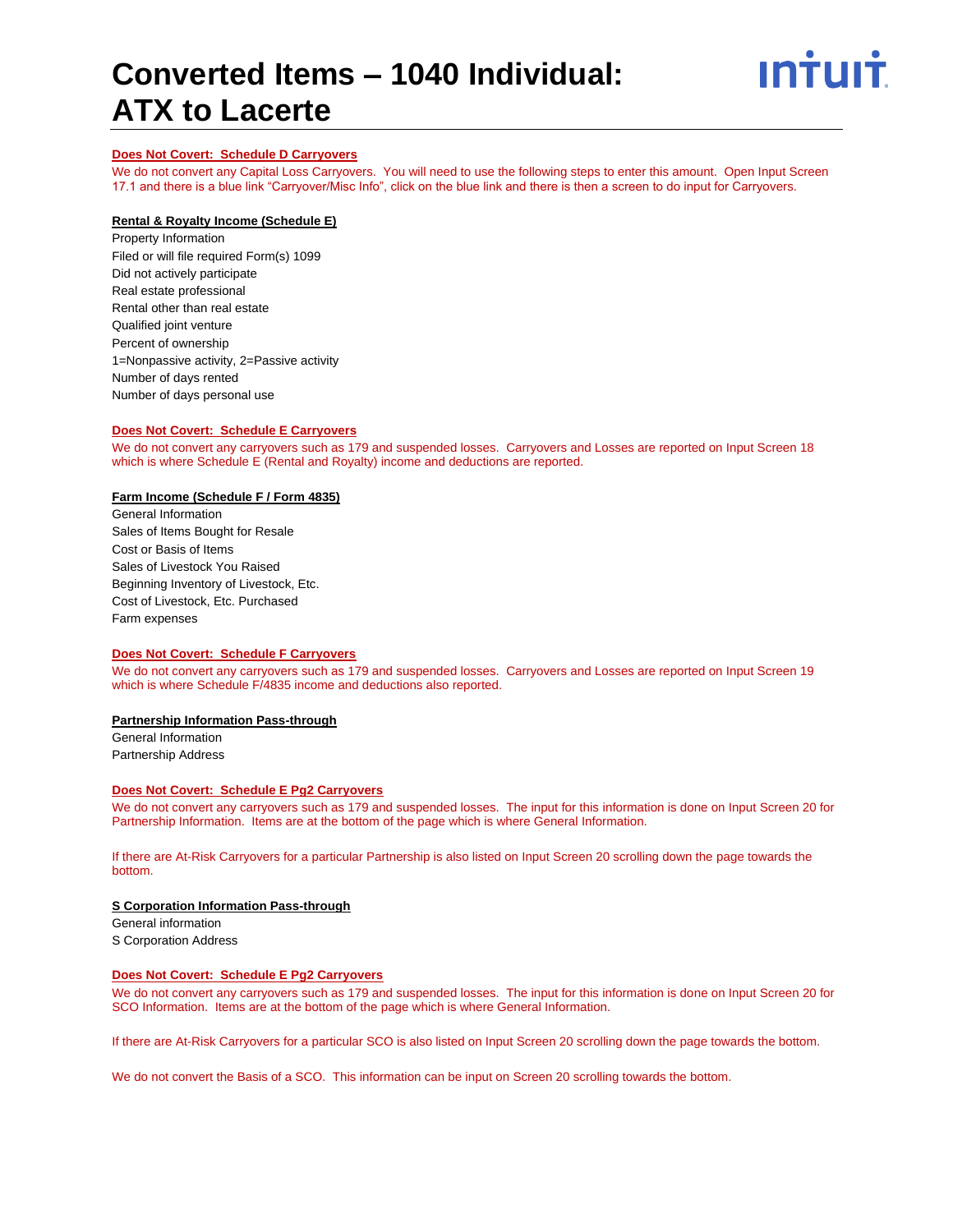# Converted Items – 1040 Individual: ATX to Lacerte

**Does Not Covert: Schedule D Carryovers**

We do not convert any Capital Loss Carryovers. You will need to use the following steps to enter this amount. Open Input Screen 17.1 and there is a blue link "Carryover/Misc Info", click on the blue link and there is then a screen to do input for Carryovers.

**Rental & Royalty Income (Schedule E)**

Property Information
Filed or will file required Form(s) 1099
Did not actively participate
Real estate professional
Rental other than real estate
Qualified joint venture
Percent of ownership
1=Nonpassive activity, 2=Passive activity
Number of days rented
Number of days personal use

**Does Not Covert: Schedule E Carryovers**

We do not convert any carryovers such as 179 and suspended losses. Carryovers and Losses are reported on Input Screen 18 which is where Schedule E (Rental and Royalty) income and deductions are reported.

**Farm Income (Schedule F / Form 4835)**

General Information
Sales of Items Bought for Resale
Cost or Basis of Items
Sales of Livestock You Raised
Beginning Inventory of Livestock, Etc.
Cost of Livestock, Etc. Purchased
Farm expenses

**Does Not Covert: Schedule F Carryovers**

We do not convert any carryovers such as 179 and suspended losses. Carryovers and Losses are reported on Input Screen 19 which is where Schedule F/4835 income and deductions also reported.

**Partnership Information Pass-through**

General Information
Partnership Address

**Does Not Covert: Schedule E Pg2 Carryovers**

We do not convert any carryovers such as 179 and suspended losses. The input for this information is done on Input Screen 20 for Partnership Information. Items are at the bottom of the page which is where General Information.

If there are At-Risk Carryovers for a particular Partnership is also listed on Input Screen 20 scrolling down the page towards the bottom.

**S Corporation Information Pass-through**

General information
S Corporation Address

**Does Not Covert: Schedule E Pg2 Carryovers**

We do not convert any carryovers such as 179 and suspended losses. The input for this information is done on Input Screen 20 for SCO Information. Items are at the bottom of the page which is where General Information.

If there are At-Risk Carryovers for a particular SCO is also listed on Input Screen 20 scrolling down the page towards the bottom.

We do not convert the Basis of a SCO. This information can be input on Screen 20 scrolling towards the bottom.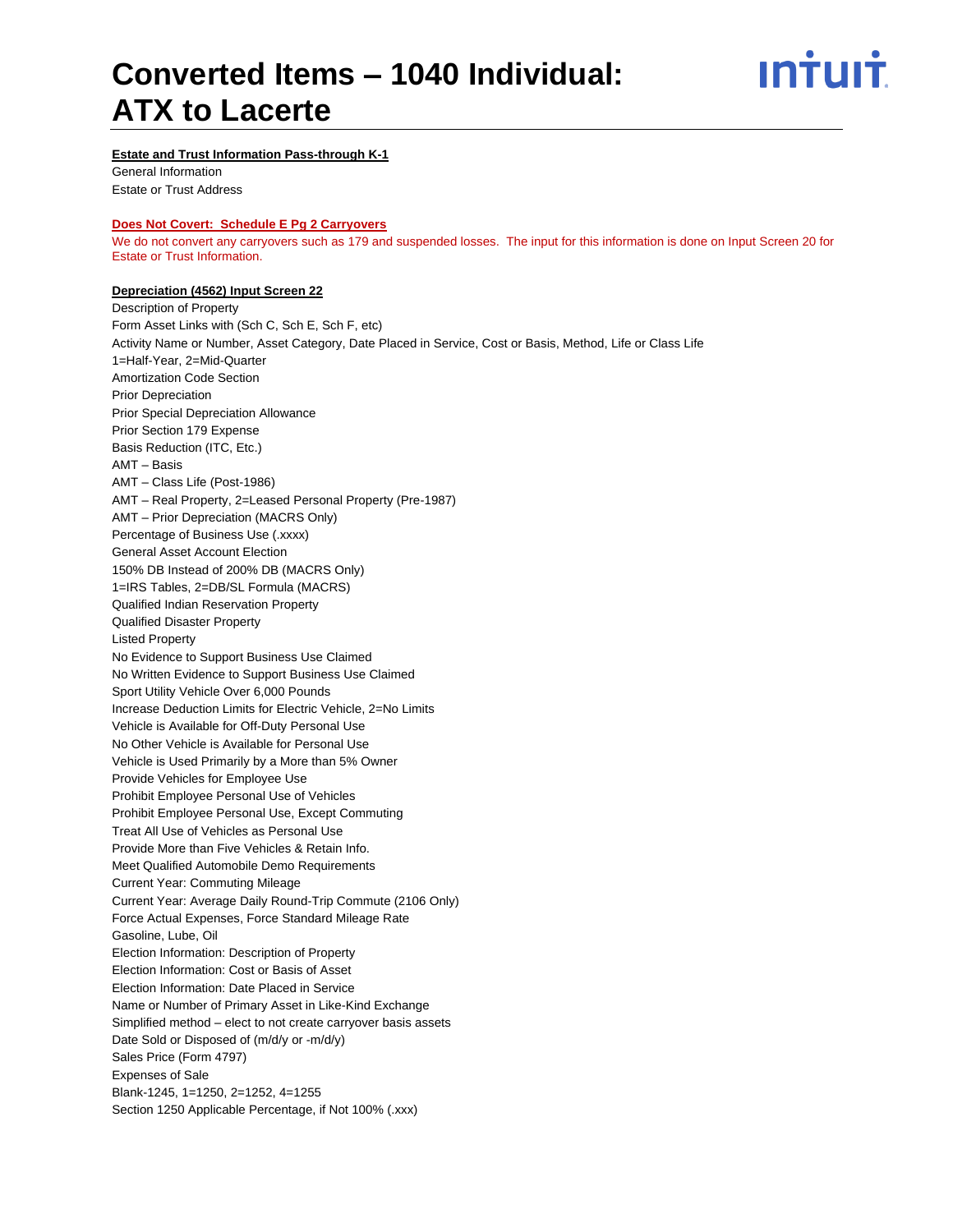# Converted Items – 1040 Individual: ATX to Lacerte

**Estate and Trust Information Pass-through K-1**

General Information
Estate or Trust Address

**Does Not Covert: Schedule E Pg 2 Carryovers**

We do not convert any carryovers such as 179 and suspended losses. The input for this information is done on Input Screen 20 for Estate or Trust Information.

**Depreciation (4562) Input Screen 22**

Description of Property
Form Asset Links with (Sch C, Sch E, Sch F, etc)
Activity Name or Number, Asset Category, Date Placed in Service, Cost or Basis, Method, Life or Class Life
1=Half-Year, 2=Mid-Quarter
Amortization Code Section
Prior Depreciation
Prior Special Depreciation Allowance
Prior Section 179 Expense
Basis Reduction (ITC, Etc.)
AMT – Basis
AMT – Class Life (Post-1986)
AMT – Real Property, 2=Leased Personal Property (Pre-1987)
AMT – Prior Depreciation (MACRS Only)
Percentage of Business Use (.xxxx)
General Asset Account Election
150% DB Instead of 200% DB (MACRS Only)
1=IRS Tables, 2=DB/SL Formula (MACRS)
Qualified Indian Reservation Property
Qualified Disaster Property
Listed Property
No Evidence to Support Business Use Claimed
No Written Evidence to Support Business Use Claimed
Sport Utility Vehicle Over 6,000 Pounds
Increase Deduction Limits for Electric Vehicle, 2=No Limits
Vehicle is Available for Off-Duty Personal Use
No Other Vehicle is Available for Personal Use
Vehicle is Used Primarily by a More than 5% Owner
Provide Vehicles for Employee Use
Prohibit Employee Personal Use of Vehicles
Prohibit Employee Personal Use, Except Commuting
Treat All Use of Vehicles as Personal Use
Provide More than Five Vehicles & Retain Info.
Meet Qualified Automobile Demo Requirements
Current Year: Commuting Mileage
Current Year: Average Daily Round-Trip Commute (2106 Only)
Force Actual Expenses, Force Standard Mileage Rate
Gasoline, Lube, Oil
Election Information: Description of Property
Election Information: Cost or Basis of Asset
Election Information: Date Placed in Service
Name or Number of Primary Asset in Like-Kind Exchange
Simplified method – elect to not create carryover basis assets
Date Sold or Disposed of (m/d/y or -m/d/y)
Sales Price (Form 4797)
Expenses of Sale
Blank-1245, 1=1250, 2=1252, 4=1255
Section 1250 Applicable Percentage, if Not 100% (.xxx)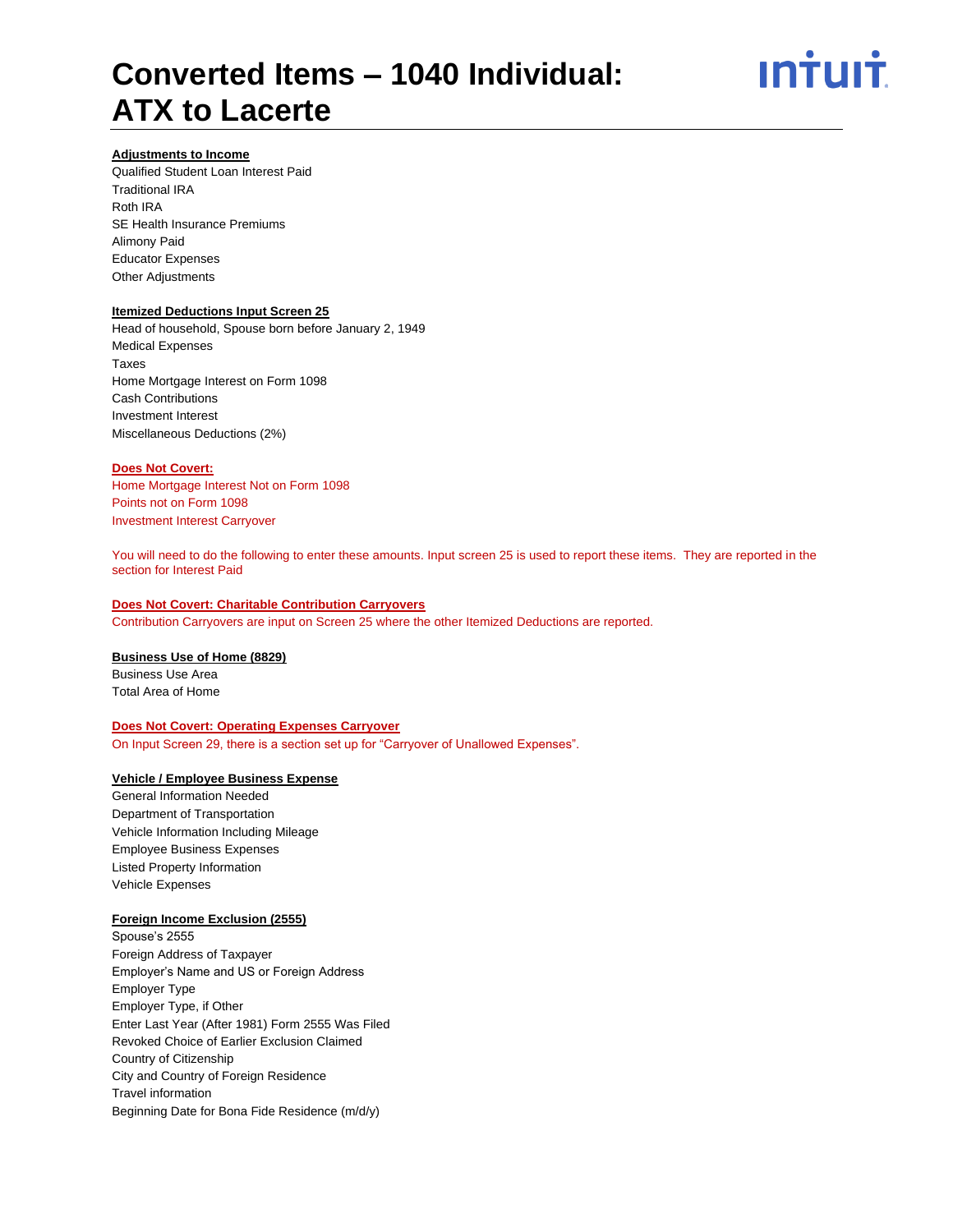# Converted Items – 1040 Individual: ATX to Lacerte

**Adjustments to Income**

Qualified Student Loan Interest Paid
Traditional IRA
Roth IRA
SE Health Insurance Premiums
Alimony Paid
Educator Expenses
Other Adjustments

**Itemized Deductions Input Screen 25**

Head of household, Spouse born before January 2, 1949
Medical Expenses
Taxes
Home Mortgage Interest on Form 1098
Cash Contributions
Investment Interest
Miscellaneous Deductions (2%)

**Does Not Covert:**

Home Mortgage Interest Not on Form 1098
Points not on Form 1098
Investment Interest Carryover

You will need to do the following to enter these amounts. Input screen 25 is used to report these items. They are reported in the section for Interest Paid

**Does Not Covert: Charitable Contribution Carryovers**

Contribution Carryovers are input on Screen 25 where the other Itemized Deductions are reported.

**Business Use of Home (8829)**

Business Use Area
Total Area of Home

**Does Not Covert: Operating Expenses Carryover**

On Input Screen 29, there is a section set up for "Carryover of Unallowed Expenses".

**Vehicle / Employee Business Expense**

General Information Needed
Department of Transportation
Vehicle Information Including Mileage
Employee Business Expenses
Listed Property Information
Vehicle Expenses

**Foreign Income Exclusion (2555)**

Spouse's 2555
Foreign Address of Taxpayer
Employer's Name and US or Foreign Address
Employer Type
Employer Type, if Other
Enter Last Year (After 1981) Form 2555 Was Filed
Revoked Choice of Earlier Exclusion Claimed
Country of Citizenship
City and Country of Foreign Residence
Travel information
Beginning Date for Bona Fide Residence (m/d/y)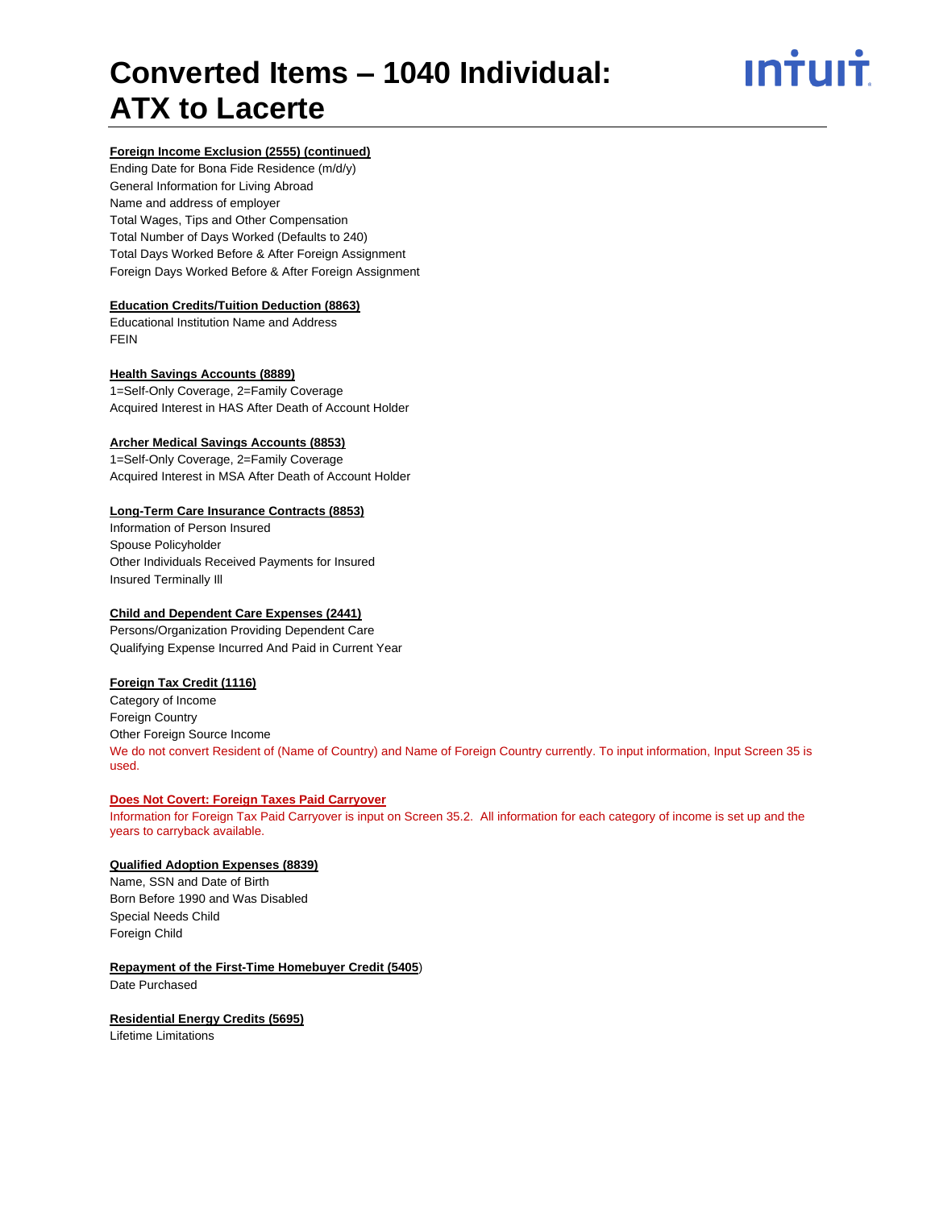**Foreign Income Exclusion (2555) (continued)**

Ending Date for Bona Fide Residence (m/d/y)
General Information for Living Abroad
Name and address of employer
Total Wages, Tips and Other Compensation
Total Number of Days Worked (Defaults to 240)
Total Days Worked Before & After Foreign Assignment
Foreign Days Worked Before & After Foreign Assignment

**Education Credits/Tuition Deduction (8863)**

Educational Institution Name and Address
FEIN

**Health Savings Accounts (8889)**

1=Self-Only Coverage, 2=Family Coverage
Acquired Interest in HAS After Death of Account Holder

**Archer Medical Savings Accounts (8853)**

1=Self-Only Coverage, 2=Family Coverage
Acquired Interest in MSA After Death of Account Holder

**Long-Term Care Insurance Contracts (8853)**

Information of Person Insured
Spouse Policyholder
Other Individuals Received Payments for Insured
Insured Terminally Ill

**Child and Dependent Care Expenses (2441)**

Persons/Organization Providing Dependent Care
Qualifying Expense Incurred And Paid in Current Year

**Foreign Tax Credit (1116)**

Category of Income
Foreign Country
Other Foreign Source Income
We do not convert Resident of (Name of Country) and Name of Foreign Country currently. To input information, Input Screen 35 is used.

**Does Not Covert: Foreign Taxes Paid Carryover**

Information for Foreign Tax Paid Carryover is input on Screen 35.2. All information for each category of income is set up and the years to carryback available.

**Qualified Adoption Expenses (8839)**

Name, SSN and Date of Birth
Born Before 1990 and Was Disabled
Special Needs Child
Foreign Child

**Repayment of the First-Time Homebuyer Credit (5405)**

Date Purchased

**Residential Energy Credits (5695)**

Lifetime Limitations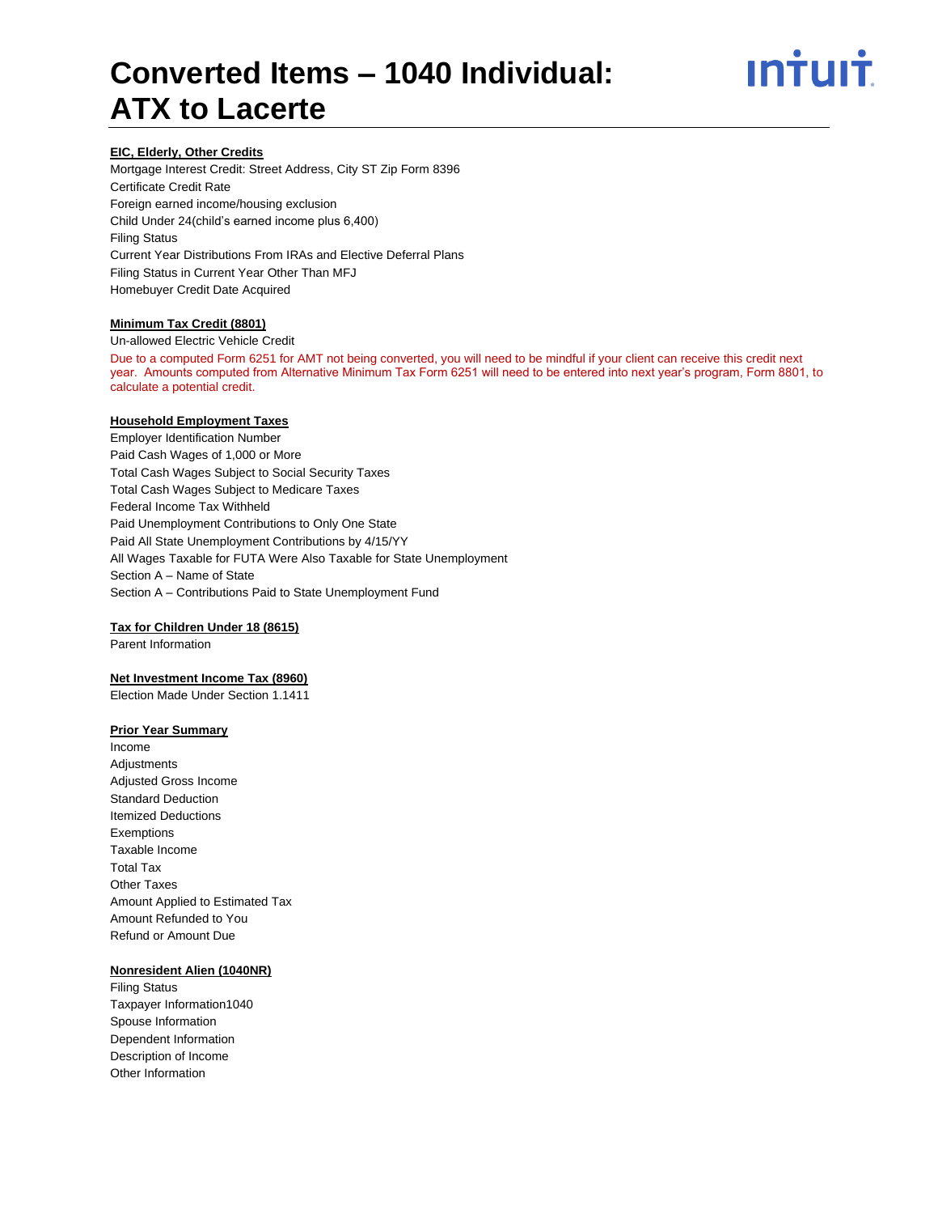# Converted Items – 1040 Individual: ATX to Lacerte

**EIC, Elderly, Other Credits**

Mortgage Interest Credit: Street Address, City ST Zip Form 8396
Certificate Credit Rate
Foreign earned income/housing exclusion
Child Under 24(child's earned income plus 6,400)
Filing Status
Current Year Distributions From IRAs and Elective Deferral Plans
Filing Status in Current Year Other Than MFJ
Homebuyer Credit Date Acquired

**Minimum Tax Credit (8801)**

Un-allowed Electric Vehicle Credit

Due to a computed Form 6251 for AMT not being converted, you will need to be mindful if your client can receive this credit next year. Amounts computed from Alternative Minimum Tax Form 6251 will need to be entered into next year's program, Form 8801, to calculate a potential credit.

**Household Employment Taxes**

Employer Identification Number
Paid Cash Wages of 1,000 or More
Total Cash Wages Subject to Social Security Taxes
Total Cash Wages Subject to Medicare Taxes
Federal Income Tax Withheld
Paid Unemployment Contributions to Only One State
Paid All State Unemployment Contributions by 4/15/YY
All Wages Taxable for FUTA Were Also Taxable for State Unemployment
Section A – Name of State
Section A – Contributions Paid to State Unemployment Fund

**Tax for Children Under 18 (8615)**

Parent Information

**Net Investment Income Tax (8960)**

Election Made Under Section 1.1411

**Prior Year Summary**

Income
Adjustments
Adjusted Gross Income
Standard Deduction
Itemized Deductions
Exemptions
Taxable Income
Total Tax
Other Taxes
Amount Applied to Estimated Tax
Amount Refunded to You
Refund or Amount Due

**Nonresident Alien (1040NR)**

Filing Status
Taxpayer Information1040
Spouse Information
Dependent Information
Description of Income
Other Information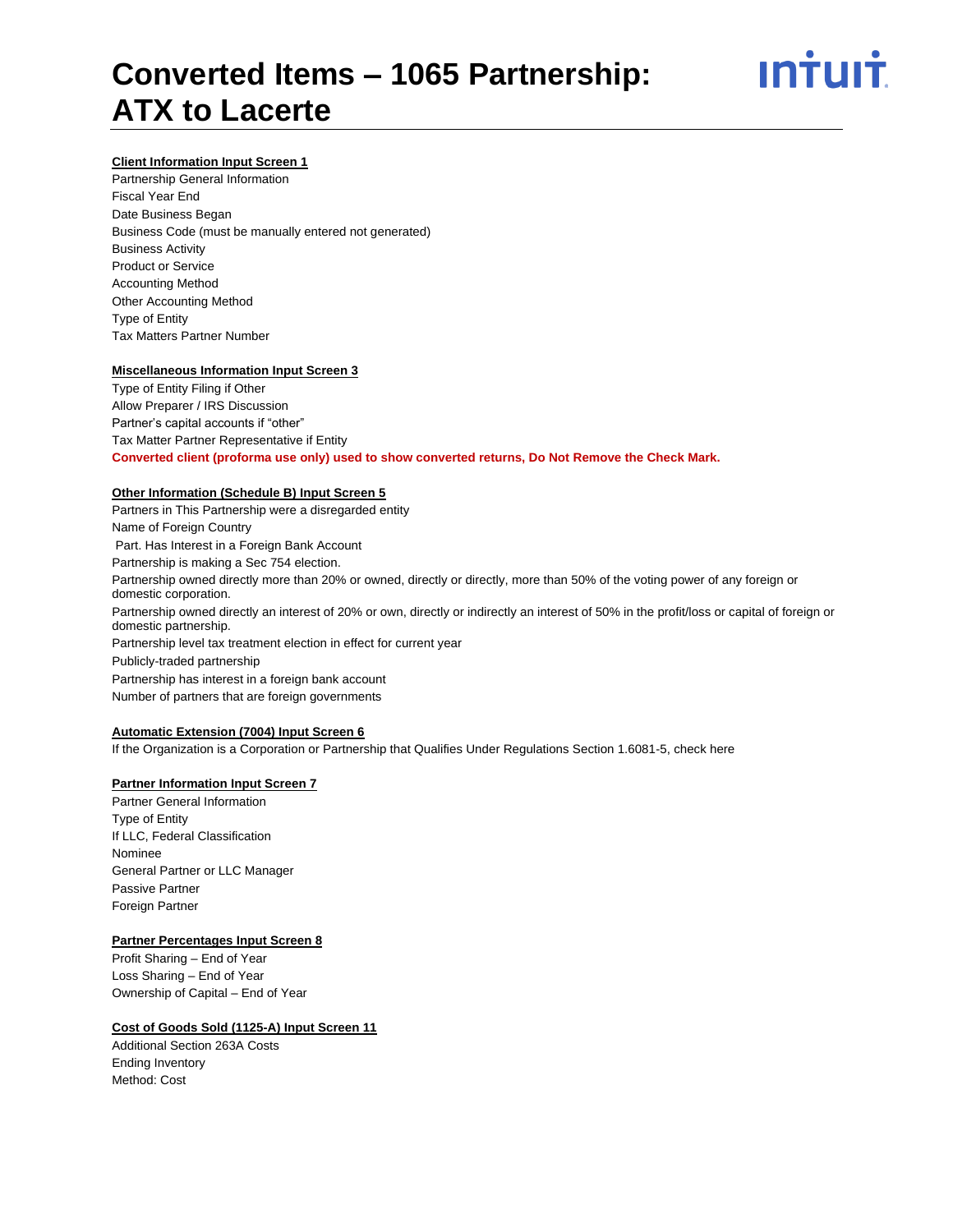# Converted Items – 1065 Partnership: ATX to Lacerte

**Client Information Input Screen 1**

Partnership General Information
Fiscal Year End
Date Business Began
Business Code (must be manually entered not generated)
Business Activity
Product or Service
Accounting Method
Other Accounting Method
Type of Entity
Tax Matters Partner Number

**Miscellaneous Information Input Screen 3**

Type of Entity Filing if Other
Allow Preparer / IRS Discussion
Partner's capital accounts if "other"
Tax Matter Partner Representative if Entity
**Converted client (proforma use only) used to show converted returns, Do Not Remove the Check Mark.**

**Other Information (Schedule B) Input Screen 5**

Partners in This Partnership were a disregarded entity
Name of Foreign Country
Part. Has Interest in a Foreign Bank Account
Partnership is making a Sec 754 election.
Partnership owned directly more than 20% or owned, directly or directly, more than 50% of the voting power of any foreign or domestic corporation.
Partnership owned directly an interest of 20% or own, directly or indirectly an interest of 50% in the profit/loss or capital of foreign or domestic partnership.
Partnership level tax treatment election in effect for current year
Publicly-traded partnership
Partnership has interest in a foreign bank account
Number of partners that are foreign governments

**Automatic Extension (7004) Input Screen 6**

If the Organization is a Corporation or Partnership that Qualifies Under Regulations Section 1.6081-5, check here

**Partner Information Input Screen 7**

Partner General Information
Type of Entity
If LLC, Federal Classification
Nominee
General Partner or LLC Manager
Passive Partner
Foreign Partner

**Partner Percentages Input Screen 8**

Profit Sharing – End of Year
Loss Sharing – End of Year
Ownership of Capital – End of Year

**Cost of Goods Sold (1125-A) Input Screen 11**

Additional Section 263A Costs
Ending Inventory
Method: Cost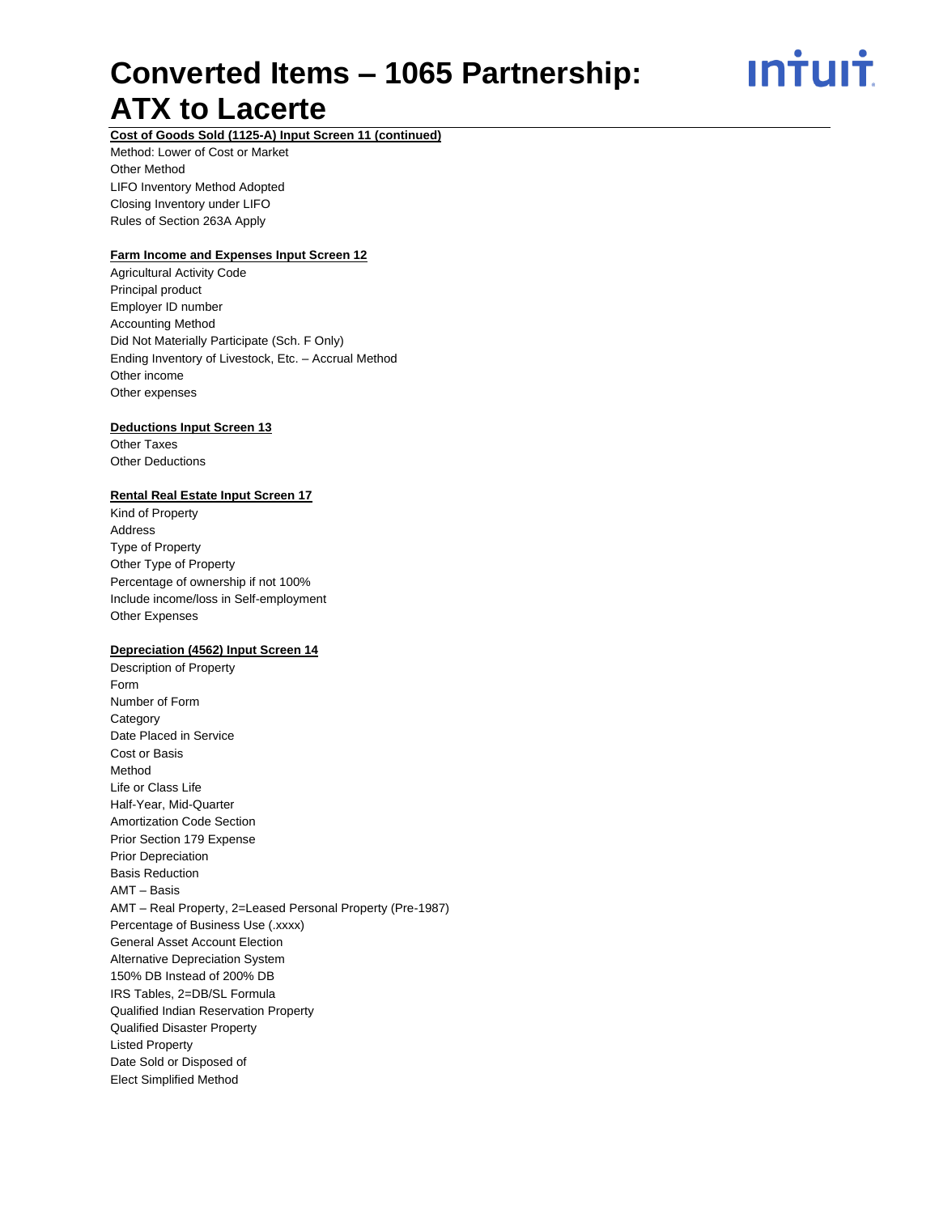# Converted Items – 1065 Partnership: ATX to Lacerte

**Cost of Goods Sold (1125-A) Input Screen 11 (continued)**

Method: Lower of Cost or Market
Other Method
LIFO Inventory Method Adopted
Closing Inventory under LIFO
Rules of Section 263A Apply

**Farm Income and Expenses Input Screen 12**

Agricultural Activity Code
Principal product
Employer ID number
Accounting Method
Did Not Materially Participate (Sch. F Only)
Ending Inventory of Livestock, Etc. – Accrual Method
Other income
Other expenses

**Deductions Input Screen 13**

Other Taxes
Other Deductions

**Rental Real Estate Input Screen 17**

Kind of Property
Address
Type of Property
Other Type of Property
Percentage of ownership if not 100%
Include income/loss in Self-employment
Other Expenses

**Depreciation (4562) Input Screen 14**

Description of Property
Form
Number of Form
Category
Date Placed in Service
Cost or Basis
Method
Life or Class Life
Half-Year, Mid-Quarter
Amortization Code Section
Prior Section 179 Expense
Prior Depreciation
Basis Reduction
AMT – Basis
AMT – Real Property, 2=Leased Personal Property (Pre-1987)
Percentage of Business Use (.xxxx)
General Asset Account Election
Alternative Depreciation System
150% DB Instead of 200% DB
IRS Tables, 2=DB/SL Formula
Qualified Indian Reservation Property
Qualified Disaster Property
Listed Property
Date Sold or Disposed of
Elect Simplified Method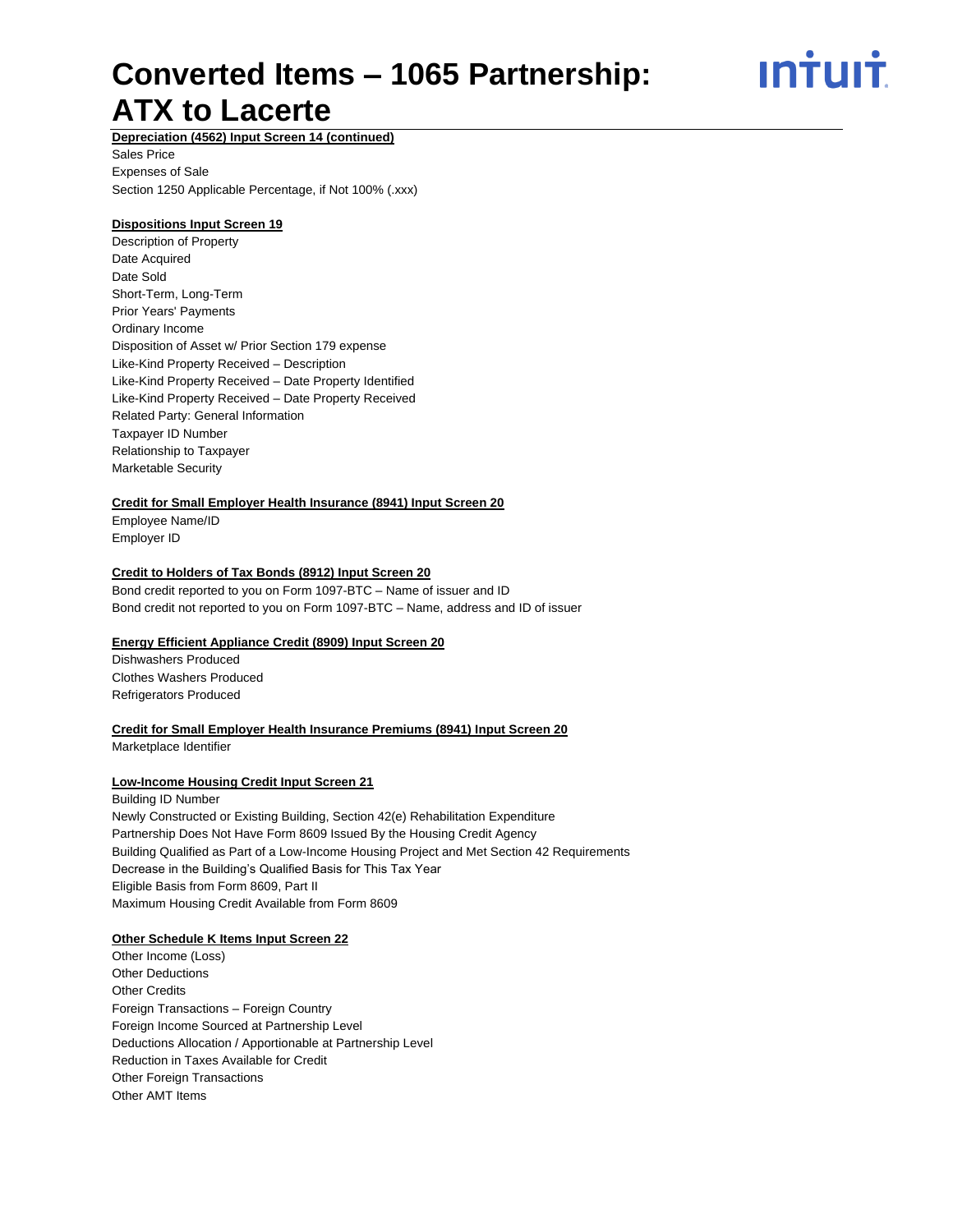**Depreciation (4562) Input Screen 14 (continued)**

Sales Price
Expenses of Sale
Section 1250 Applicable Percentage, if Not 100% (.xxx)

**Dispositions Input Screen 19**

Description of Property
Date Acquired
Date Sold
Short-Term, Long-Term
Prior Years' Payments
Ordinary Income
Disposition of Asset w/ Prior Section 179 expense
Like-Kind Property Received – Description
Like-Kind Property Received – Date Property Identified
Like-Kind Property Received – Date Property Received
Related Party: General Information
Taxpayer ID Number
Relationship to Taxpayer
Marketable Security

**Credit for Small Employer Health Insurance (8941) Input Screen 20**

Employee Name/ID
Employer ID

**Credit to Holders of Tax Bonds (8912) Input Screen 20**

Bond credit reported to you on Form 1097-BTC – Name of issuer and ID
Bond credit not reported to you on Form 1097-BTC – Name, address and ID of issuer

**Energy Efficient Appliance Credit (8909) Input Screen 20**

Dishwashers Produced
Clothes Washers Produced
Refrigerators Produced

**Credit for Small Employer Health Insurance Premiums (8941) Input Screen 20**

Marketplace Identifier

**Low-Income Housing Credit Input Screen 21**

Building ID Number
Newly Constructed or Existing Building, Section 42(e) Rehabilitation Expenditure
Partnership Does Not Have Form 8609 Issued By the Housing Credit Agency
Building Qualified as Part of a Low-Income Housing Project and Met Section 42 Requirements
Decrease in the Building's Qualified Basis for This Tax Year
Eligible Basis from Form 8609, Part II
Maximum Housing Credit Available from Form 8609

**Other Schedule K Items Input Screen 22**

Other Income (Loss)
Other Deductions
Other Credits
Foreign Transactions – Foreign Country
Foreign Income Sourced at Partnership Level
Deductions Allocation / Apportionable at Partnership Level
Reduction in Taxes Available for Credit
Other Foreign Transactions
Other AMT Items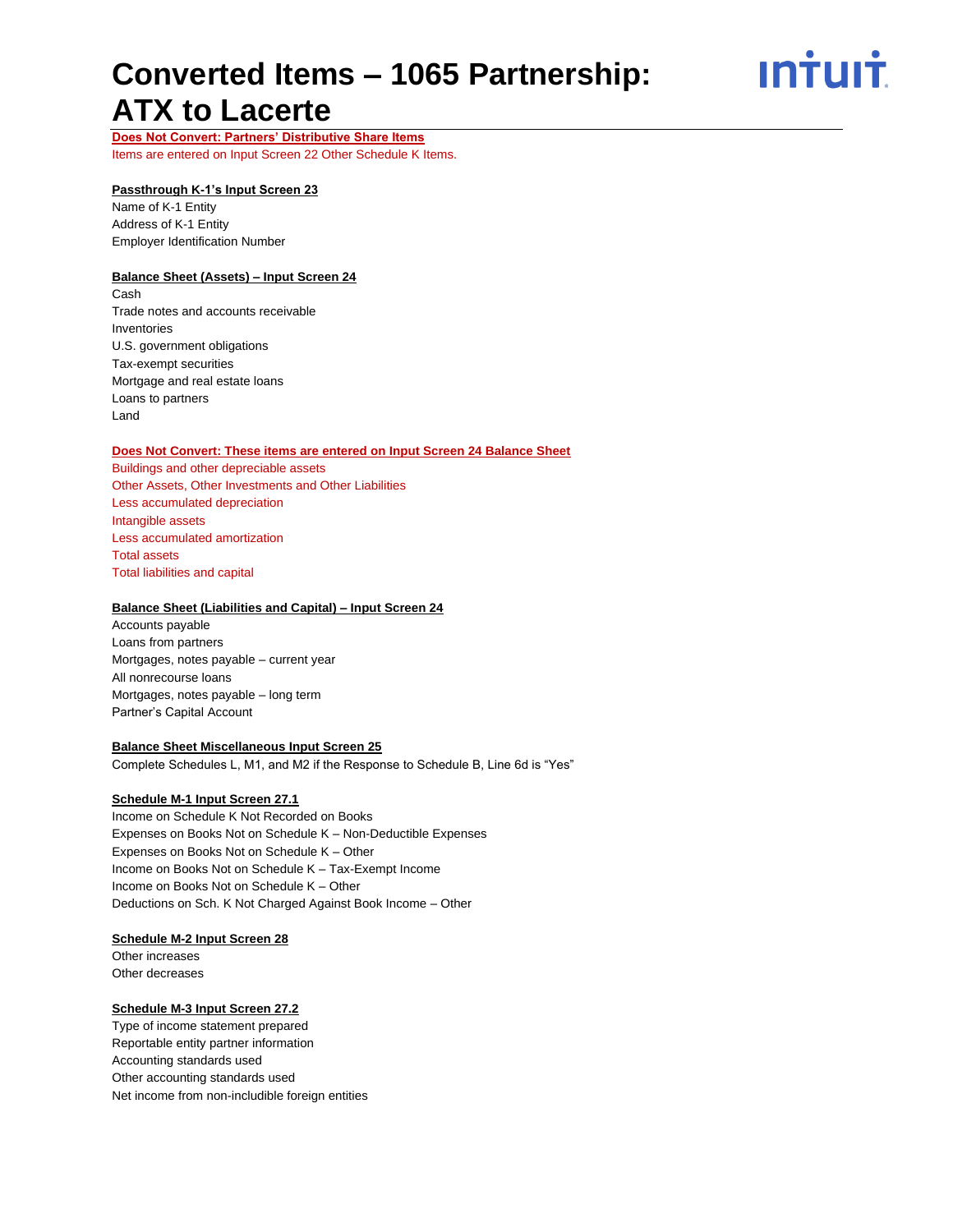# Converted Items – 1065 Partnership: ATX to Lacerte

**Does Not Convert: Partners' Distributive Share Items**

Items are entered on Input Screen 22 Other Schedule K Items.

**Passthrough K-1's Input Screen 23**

Name of K-1 Entity
Address of K-1 Entity
Employer Identification Number

**Balance Sheet (Assets) – Input Screen 24**

Cash
Trade notes and accounts receivable
Inventories
U.S. government obligations
Tax-exempt securities
Mortgage and real estate loans
Loans to partners
Land

**Does Not Convert: These items are entered on Input Screen 24 Balance Sheet**

Buildings and other depreciable assets
Other Assets, Other Investments and Other Liabilities
Less accumulated depreciation
Intangible assets
Less accumulated amortization
Total assets
Total liabilities and capital

**Balance Sheet (Liabilities and Capital) – Input Screen 24**

Accounts payable
Loans from partners
Mortgages, notes payable – current year
All nonrecourse loans
Mortgages, notes payable – long term
Partner's Capital Account

**Balance Sheet Miscellaneous Input Screen 25**

Complete Schedules L, M1, and M2 if the Response to Schedule B, Line 6d is "Yes"

**Schedule M-1 Input Screen 27.1**

Income on Schedule K Not Recorded on Books
Expenses on Books Not on Schedule K – Non-Deductible Expenses
Expenses on Books Not on Schedule K – Other
Income on Books Not on Schedule K – Tax-Exempt Income
Income on Books Not on Schedule K – Other
Deductions on Sch. K Not Charged Against Book Income – Other

**Schedule M-2 Input Screen 28**

Other increases
Other decreases

**Schedule M-3 Input Screen 27.2**

Type of income statement prepared
Reportable entity partner information
Accounting standards used
Other accounting standards used
Net income from non-includible foreign entities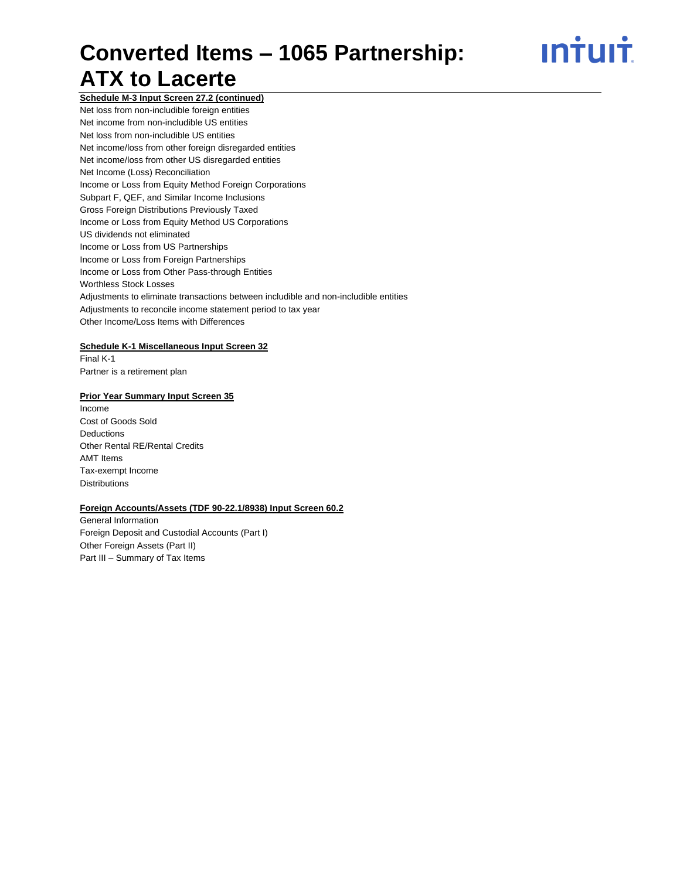**Schedule M-3 Input Screen 27.2 (continued)**

Net loss from non-includible foreign entities
Net income from non-includible US entities
Net loss from non-includible US entities
Net income/loss from other foreign disregarded entities
Net income/loss from other US disregarded entities
Net Income (Loss) Reconciliation
Income or Loss from Equity Method Foreign Corporations
Subpart F, QEF, and Similar Income Inclusions
Gross Foreign Distributions Previously Taxed
Income or Loss from Equity Method US Corporations
US dividends not eliminated
Income or Loss from US Partnerships
Income or Loss from Foreign Partnerships
Income or Loss from Other Pass-through Entities
Worthless Stock Losses
Adjustments to eliminate transactions between includible and non-includible entities
Adjustments to reconcile income statement period to tax year
Other Income/Loss Items with Differences

**Schedule K-1 Miscellaneous Input Screen 32**

Final K-1
Partner is a retirement plan

**Prior Year Summary Input Screen 35**

Income
Cost of Goods Sold
Deductions
Other Rental RE/Rental Credits
AMT Items
Tax-exempt Income
Distributions

**Foreign Accounts/Assets (TDF 90-22.1/8938) Input Screen 60.2**

General Information
Foreign Deposit and Custodial Accounts (Part I)
Other Foreign Assets (Part II)
Part III – Summary of Tax Items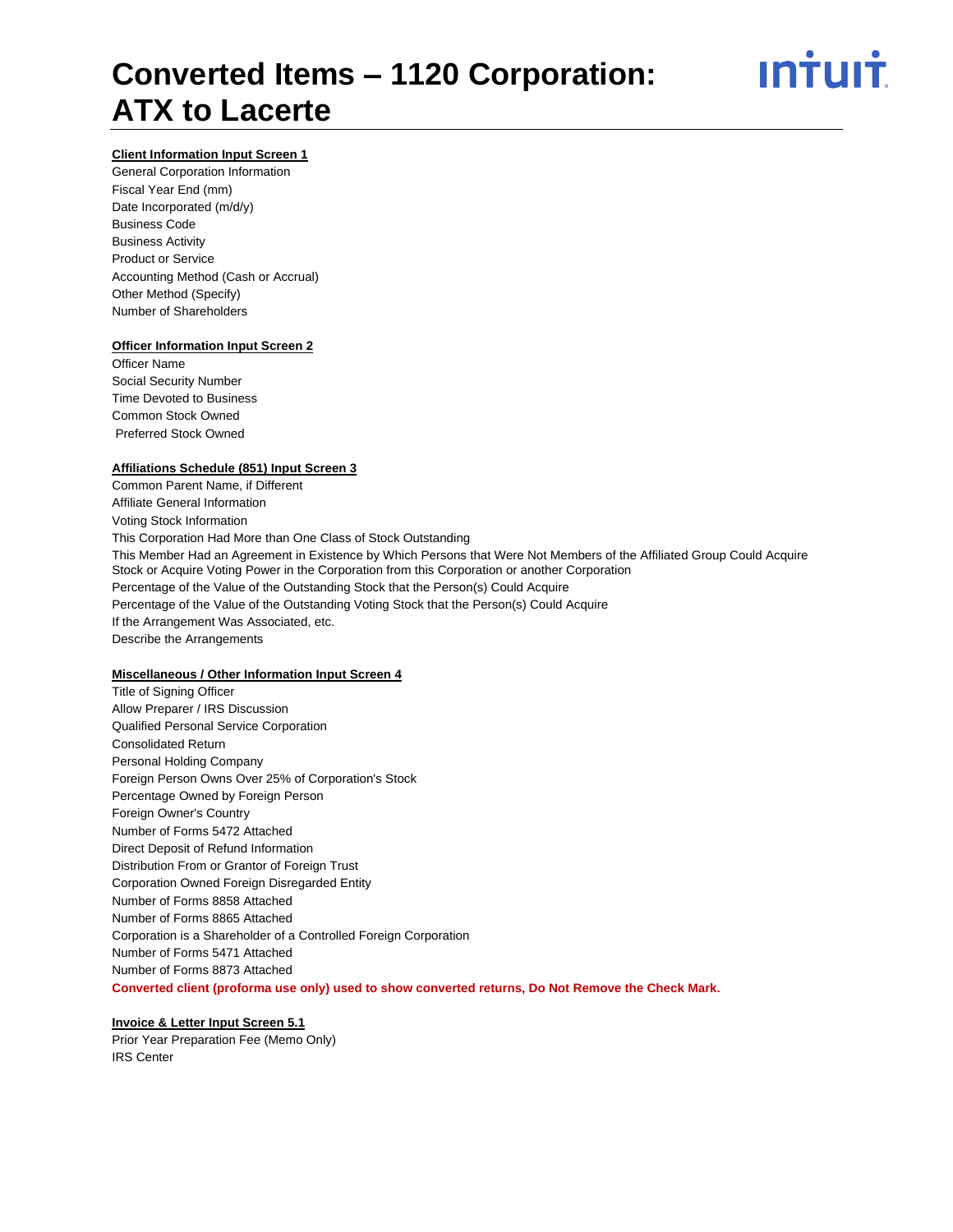# Converted Items – 1120 Corporation: ATX to Lacerte

**Client Information Input Screen 1**

General Corporation Information
Fiscal Year End (mm)
Date Incorporated (m/d/y)
Business Code
Business Activity
Product or Service
Accounting Method (Cash or Accrual)
Other Method (Specify)
Number of Shareholders

**Officer Information Input Screen 2**

Officer Name
Social Security Number
Time Devoted to Business
Common Stock Owned
Preferred Stock Owned

**Affiliations Schedule (851) Input Screen 3**

Common Parent Name, if Different
Affiliate General Information
Voting Stock Information
This Corporation Had More than One Class of Stock Outstanding
This Member Had an Agreement in Existence by Which Persons that Were Not Members of the Affiliated Group Could Acquire Stock or Acquire Voting Power in the Corporation from this Corporation or another Corporation
Percentage of the Value of the Outstanding Stock that the Person(s) Could Acquire
Percentage of the Value of the Outstanding Voting Stock that the Person(s) Could Acquire
If the Arrangement Was Associated, etc.
Describe the Arrangements

**Miscellaneous / Other Information Input Screen 4**

Title of Signing Officer
Allow Preparer / IRS Discussion
Qualified Personal Service Corporation
Consolidated Return
Personal Holding Company
Foreign Person Owns Over 25% of Corporation's Stock
Percentage Owned by Foreign Person
Foreign Owner's Country
Number of Forms 5472 Attached
Direct Deposit of Refund Information
Distribution From or Grantor of Foreign Trust
Corporation Owned Foreign Disregarded Entity
Number of Forms 8858 Attached
Number of Forms 8865 Attached
Corporation is a Shareholder of a Controlled Foreign Corporation
Number of Forms 5471 Attached
Number of Forms 8873 Attached
**Converted client (proforma use only) used to show converted returns, Do Not Remove the Check Mark.**

**Invoice & Letter Input Screen 5.1**

Prior Year Preparation Fee (Memo Only)
IRS Center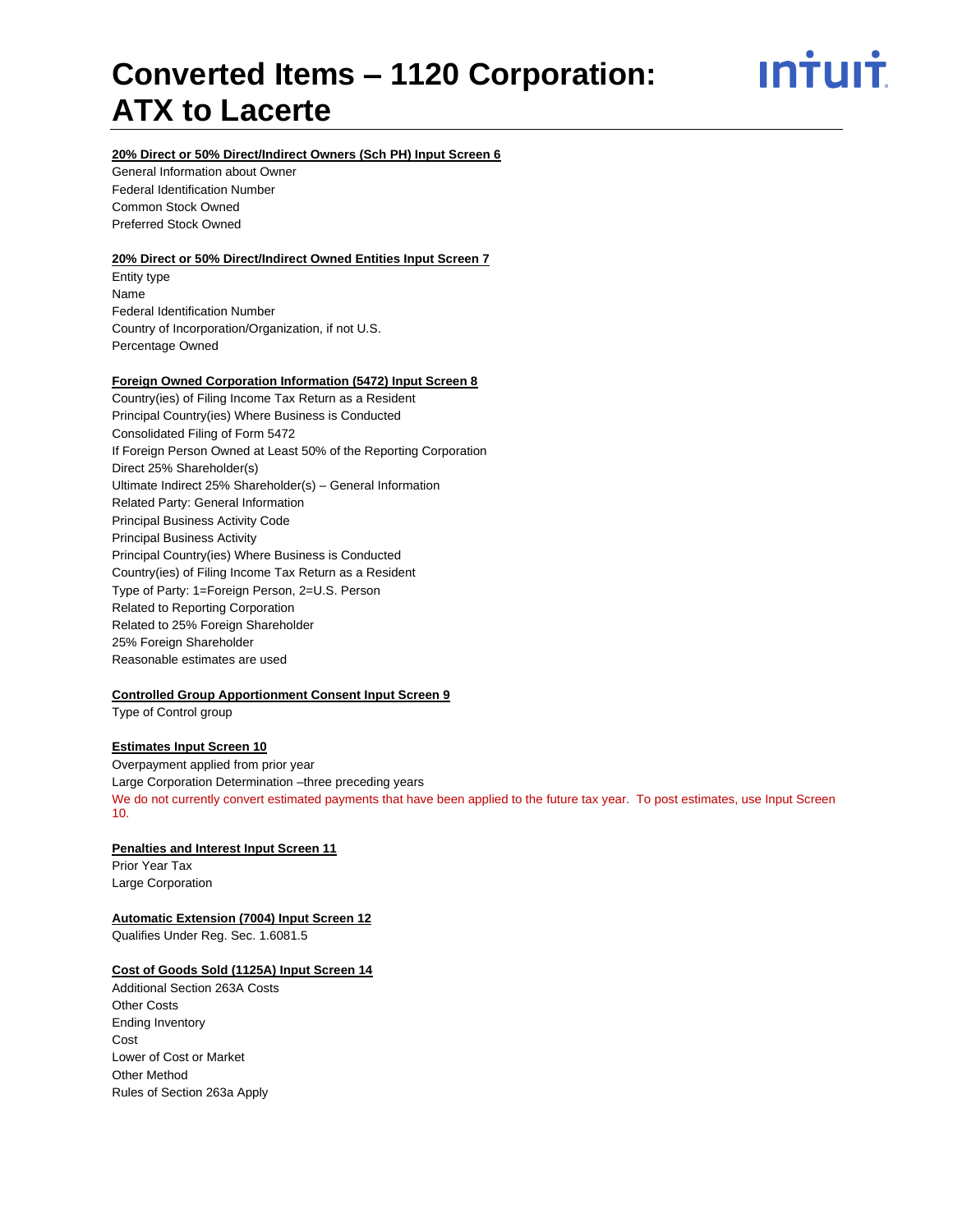# Converted Items – 1120 Corporation: ATX to Lacerte

**20% Direct or 50% Direct/Indirect Owners (Sch PH) Input Screen 6**

General Information about Owner
Federal Identification Number
Common Stock Owned
Preferred Stock Owned

**20% Direct or 50% Direct/Indirect Owned Entities Input Screen 7**

Entity type
Name
Federal Identification Number
Country of Incorporation/Organization, if not U.S.
Percentage Owned

**Foreign Owned Corporation Information (5472) Input Screen 8**

Country(ies) of Filing Income Tax Return as a Resident
Principal Country(ies) Where Business is Conducted
Consolidated Filing of Form 5472
If Foreign Person Owned at Least 50% of the Reporting Corporation
Direct 25% Shareholder(s)
Ultimate Indirect 25% Shareholder(s) – General Information
Related Party: General Information
Principal Business Activity Code
Principal Business Activity
Principal Country(ies) Where Business is Conducted
Country(ies) of Filing Income Tax Return as a Resident
Type of Party: 1=Foreign Person, 2=U.S. Person
Related to Reporting Corporation
Related to 25% Foreign Shareholder
25% Foreign Shareholder
Reasonable estimates are used

**Controlled Group Apportionment Consent Input Screen 9**

Type of Control group

**Estimates Input Screen 10**

Overpayment applied from prior year
Large Corporation Determination –three preceding years
We do not currently convert estimated payments that have been applied to the future tax year. To post estimates, use Input Screen 10.

**Penalties and Interest Input Screen 11**

Prior Year Tax
Large Corporation

**Automatic Extension (7004) Input Screen 12**

Qualifies Under Reg. Sec. 1.6081.5

**Cost of Goods Sold (1125A) Input Screen 14**

Additional Section 263A Costs
Other Costs
Ending Inventory
Cost
Lower of Cost or Market
Other Method
Rules of Section 263a Apply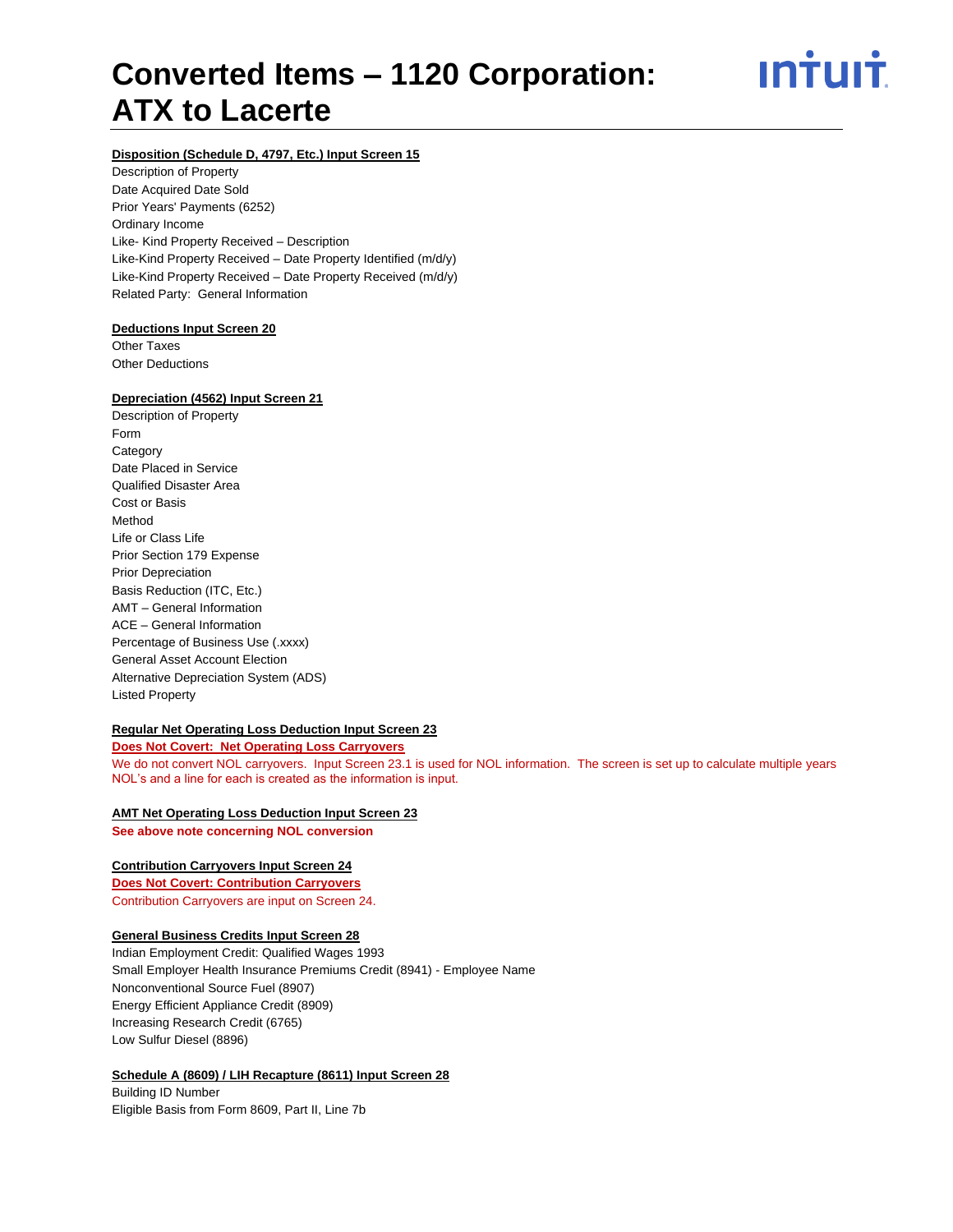# Converted Items – 1120 Corporation: ATX to Lacerte

**Disposition (Schedule D, 4797, Etc.) Input Screen 15**

Description of Property
Date Acquired Date Sold
Prior Years' Payments (6252)
Ordinary Income
Like- Kind Property Received – Description
Like-Kind Property Received – Date Property Identified (m/d/y)
Like-Kind Property Received – Date Property Received (m/d/y)
Related Party: General Information

**Deductions Input Screen 20**

Other Taxes
Other Deductions

**Depreciation (4562) Input Screen 21**

Description of Property
Form
Category
Date Placed in Service
Qualified Disaster Area
Cost or Basis
Method
Life or Class Life
Prior Section 179 Expense
Prior Depreciation
Basis Reduction (ITC, Etc.)
AMT – General Information
ACE – General Information
Percentage of Business Use (.xxxx)
General Asset Account Election
Alternative Depreciation System (ADS)
Listed Property

**Regular Net Operating Loss Deduction Input Screen 23**

**Does Not Covert: Net Operating Loss Carryovers**

We do not convert NOL carryovers. Input Screen 23.1 is used for NOL information. The screen is set up to calculate multiple years NOL's and a line for each is created as the information is input.

**AMT Net Operating Loss Deduction Input Screen 23**

**See above note concerning NOL conversion**

**Contribution Carryovers Input Screen 24**

**Does Not Covert: Contribution Carryovers**

Contribution Carryovers are input on Screen 24.

**General Business Credits Input Screen 28**

Indian Employment Credit: Qualified Wages 1993
Small Employer Health Insurance Premiums Credit (8941) - Employee Name
Nonconventional Source Fuel (8907)
Energy Efficient Appliance Credit (8909)
Increasing Research Credit (6765)
Low Sulfur Diesel (8896)

**Schedule A (8609) / LIH Recapture (8611) Input Screen 28**

Building ID Number
Eligible Basis from Form 8609, Part II, Line 7b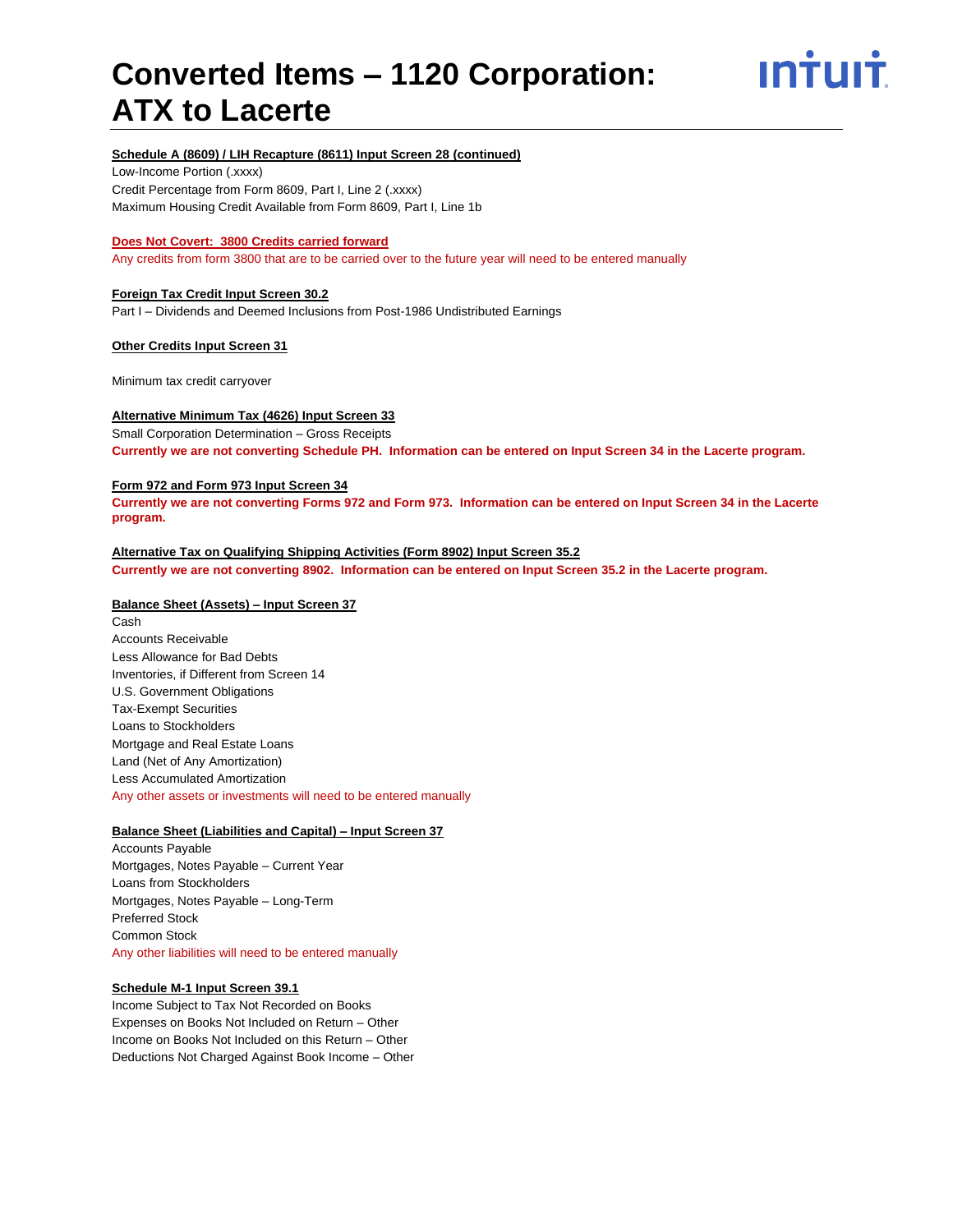# Converted Items – 1120 Corporation: ATX to Lacerte

**Schedule A (8609) / LIH Recapture (8611) Input Screen 28 (continued)**

Low-Income Portion (.xxxx)
Credit Percentage from Form 8609, Part I, Line 2 (.xxxx)
Maximum Housing Credit Available from Form 8609, Part I, Line 1b

**Does Not Covert: 3800 Credits carried forward**

Any credits from form 3800 that are to be carried over to the future year will need to be entered manually

**Foreign Tax Credit Input Screen 30.2**

Part I – Dividends and Deemed Inclusions from Post-1986 Undistributed Earnings

**Other Credits Input Screen 31**

Minimum tax credit carryover

**Alternative Minimum Tax (4626) Input Screen 33**

Small Corporation Determination – Gross Receipts

**Currently we are not converting Schedule PH. Information can be entered on Input Screen 34 in the Lacerte program.**

**Form 972 and Form 973 Input Screen 34**

**Currently we are not converting Forms 972 and Form 973. Information can be entered on Input Screen 34 in the Lacerte program.**

**Alternative Tax on Qualifying Shipping Activities (Form 8902) Input Screen 35.2**

**Currently we are not converting 8902. Information can be entered on Input Screen 35.2 in the Lacerte program.**

**Balance Sheet (Assets) – Input Screen 37**

Cash
Accounts Receivable
Less Allowance for Bad Debts
Inventories, if Different from Screen 14
U.S. Government Obligations
Tax-Exempt Securities
Loans to Stockholders
Mortgage and Real Estate Loans
Land (Net of Any Amortization)
Less Accumulated Amortization
Any other assets or investments will need to be entered manually

**Balance Sheet (Liabilities and Capital) – Input Screen 37**

Accounts Payable
Mortgages, Notes Payable – Current Year
Loans from Stockholders
Mortgages, Notes Payable – Long-Term
Preferred Stock
Common Stock
Any other liabilities will need to be entered manually

**Schedule M-1 Input Screen 39.1**

Income Subject to Tax Not Recorded on Books
Expenses on Books Not Included on Return – Other
Income on Books Not Included on this Return – Other
Deductions Not Charged Against Book Income – Other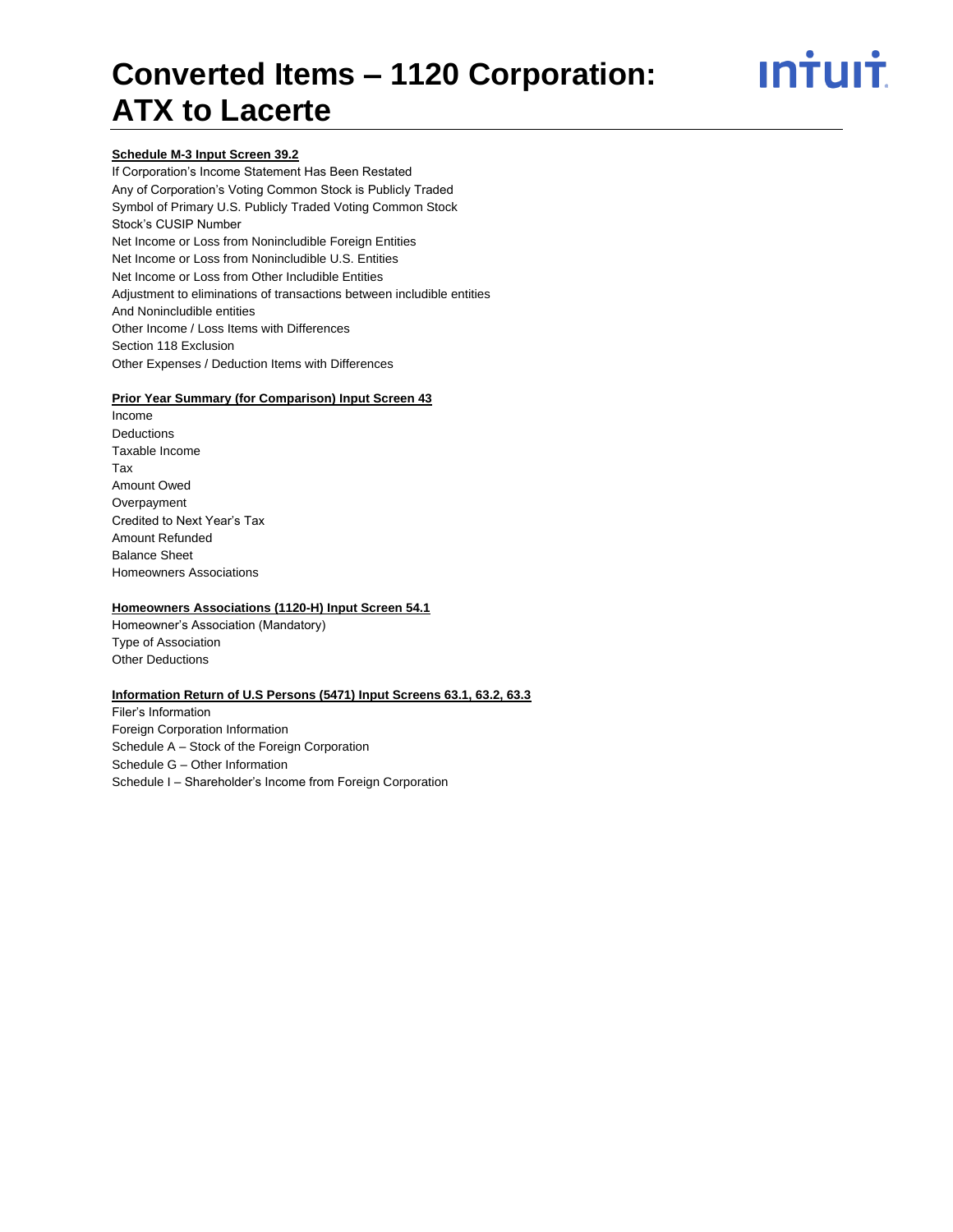# Converted Items – 1120 Corporation: ATX to Lacerte

**Schedule M-3 Input Screen 39.2**

If Corporation's Income Statement Has Been Restated
Any of Corporation's Voting Common Stock is Publicly Traded
Symbol of Primary U.S. Publicly Traded Voting Common Stock
Stock's CUSIP Number
Net Income or Loss from Nonincludible Foreign Entities
Net Income or Loss from Nonincludible U.S. Entities
Net Income or Loss from Other Includible Entities
Adjustment to eliminations of transactions between includible entities
And Nonincludible entities
Other Income / Loss Items with Differences
Section 118 Exclusion
Other Expenses / Deduction Items with Differences

**Prior Year Summary (for Comparison) Input Screen 43**

Income
Deductions
Taxable Income
Tax
Amount Owed
Overpayment
Credited to Next Year's Tax
Amount Refunded
Balance Sheet
Homeowners Associations

**Homeowners Associations (1120-H) Input Screen 54.1**

Homeowner's Association (Mandatory)
Type of Association
Other Deductions

**Information Return of U.S Persons (5471) Input Screens 63.1, 63.2, 63.3**

Filer's Information
Foreign Corporation Information
Schedule A – Stock of the Foreign Corporation
Schedule G – Other Information
Schedule I – Shareholder's Income from Foreign Corporation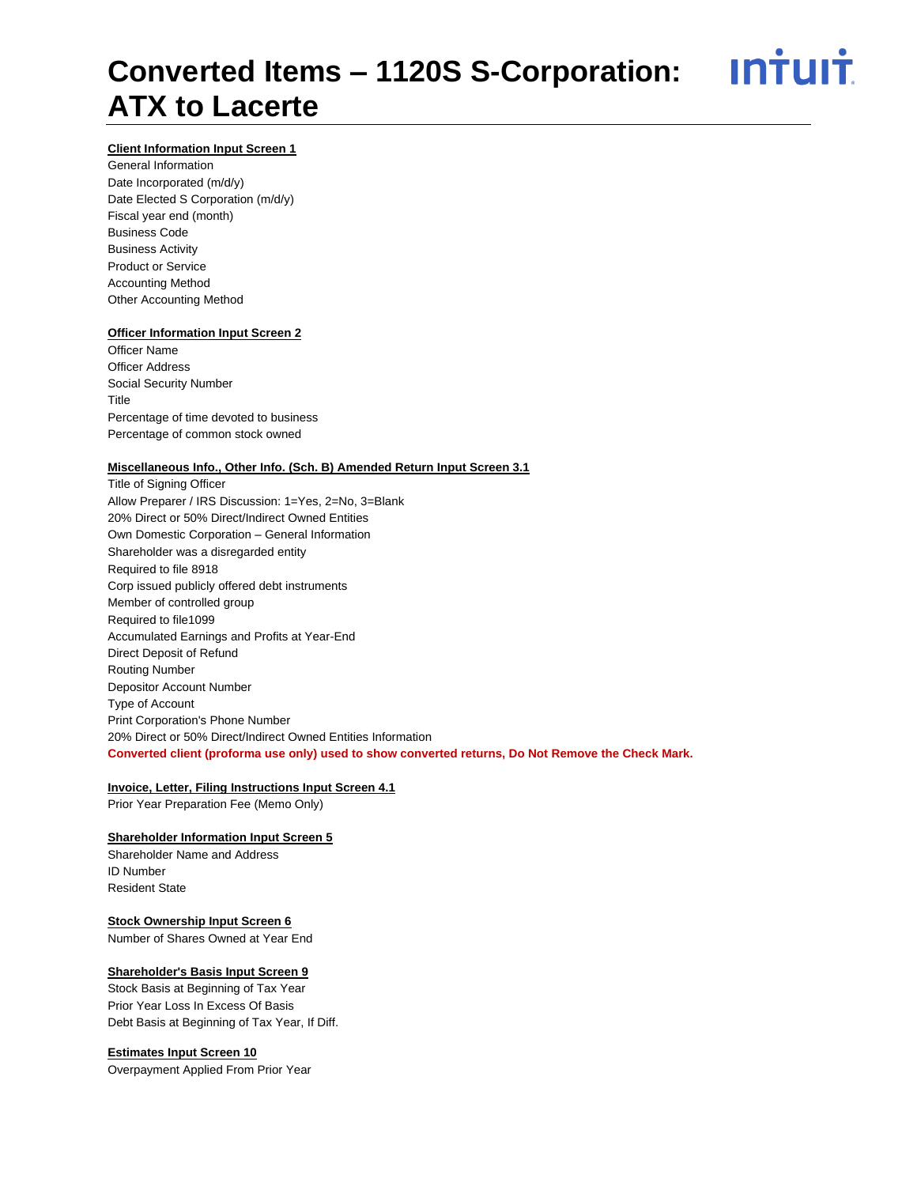# Converted Items – 1120S S-Corporation: ATX to Lacerte

**Client Information Input Screen 1**

General Information
Date Incorporated (m/d/y)
Date Elected S Corporation (m/d/y)
Fiscal year end (month)
Business Code
Business Activity
Product or Service
Accounting Method
Other Accounting Method

**Officer Information Input Screen 2**

Officer Name
Officer Address
Social Security Number
Title
Percentage of time devoted to business
Percentage of common stock owned

**Miscellaneous Info., Other Info. (Sch. B) Amended Return Input Screen 3.1**

Title of Signing Officer
Allow Preparer / IRS Discussion: 1=Yes, 2=No, 3=Blank
20% Direct or 50% Direct/Indirect Owned Entities
Own Domestic Corporation – General Information
Shareholder was a disregarded entity
Required to file 8918
Corp issued publicly offered debt instruments
Member of controlled group
Required to file1099
Accumulated Earnings and Profits at Year-End
Direct Deposit of Refund
Routing Number
Depositor Account Number
Type of Account
Print Corporation's Phone Number
20% Direct or 50% Direct/Indirect Owned Entities Information
**Converted client (proforma use only) used to show converted returns, Do Not Remove the Check Mark.**

**Invoice, Letter, Filing Instructions Input Screen 4.1**

Prior Year Preparation Fee (Memo Only)

**Shareholder Information Input Screen 5**

Shareholder Name and Address
ID Number
Resident State

**Stock Ownership Input Screen 6**

Number of Shares Owned at Year End

**Shareholder's Basis Input Screen 9**

Stock Basis at Beginning of Tax Year
Prior Year Loss In Excess Of Basis
Debt Basis at Beginning of Tax Year, If Diff.

**Estimates Input Screen 10**

Overpayment Applied From Prior Year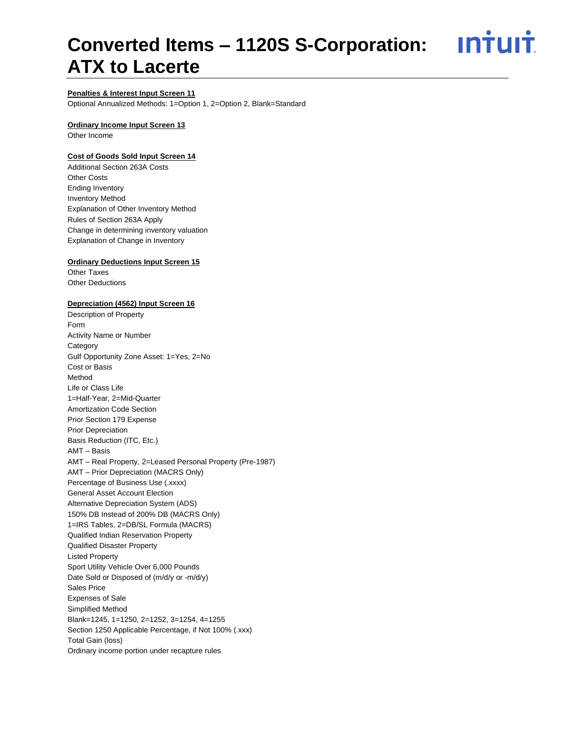# Converted Items – 1120S S-Corporation: ATX to Lacerte

**Penalties & Interest Input Screen 11**

Optional Annualized Methods: 1=Option 1, 2=Option 2, Blank=Standard

**Ordinary Income Input Screen 13**

Other Income

**Cost of Goods Sold Input Screen 14**

Additional Section 263A Costs
Other Costs
Ending Inventory
Inventory Method
Explanation of Other Inventory Method
Rules of Section 263A Apply
Change in determining inventory valuation
Explanation of Change in Inventory

**Ordinary Deductions Input Screen 15**

Other Taxes
Other Deductions

**Depreciation (4562) Input Screen 16**

Description of Property
Form
Activity Name or Number
Category
Gulf Opportunity Zone Asset: 1=Yes, 2=No
Cost or Basis
Method
Life or Class Life
1=Half-Year, 2=Mid-Quarter
Amortization Code Section
Prior Section 179 Expense
Prior Depreciation
Basis Reduction (ITC, Etc.)
AMT – Basis
AMT – Real Property, 2=Leased Personal Property (Pre-1987)
AMT – Prior Depreciation (MACRS Only)
Percentage of Business Use (.xxxx)
General Asset Account Election
Alternative Depreciation System (ADS)
150% DB Instead of 200% DB (MACRS Only)
1=IRS Tables, 2=DB/SL Formula (MACRS)
Qualified Indian Reservation Property
Qualified Disaster Property
Listed Property
Sport Utility Vehicle Over 6,000 Pounds
Date Sold or Disposed of (m/d/y or -m/d/y)
Sales Price
Expenses of Sale
Simplified Method
Blank=1245, 1=1250, 2=1252, 3=1254, 4=1255
Section 1250 Applicable Percentage, if Not 100% (.xxx)
Total Gain (loss)
Ordinary income portion under recapture rules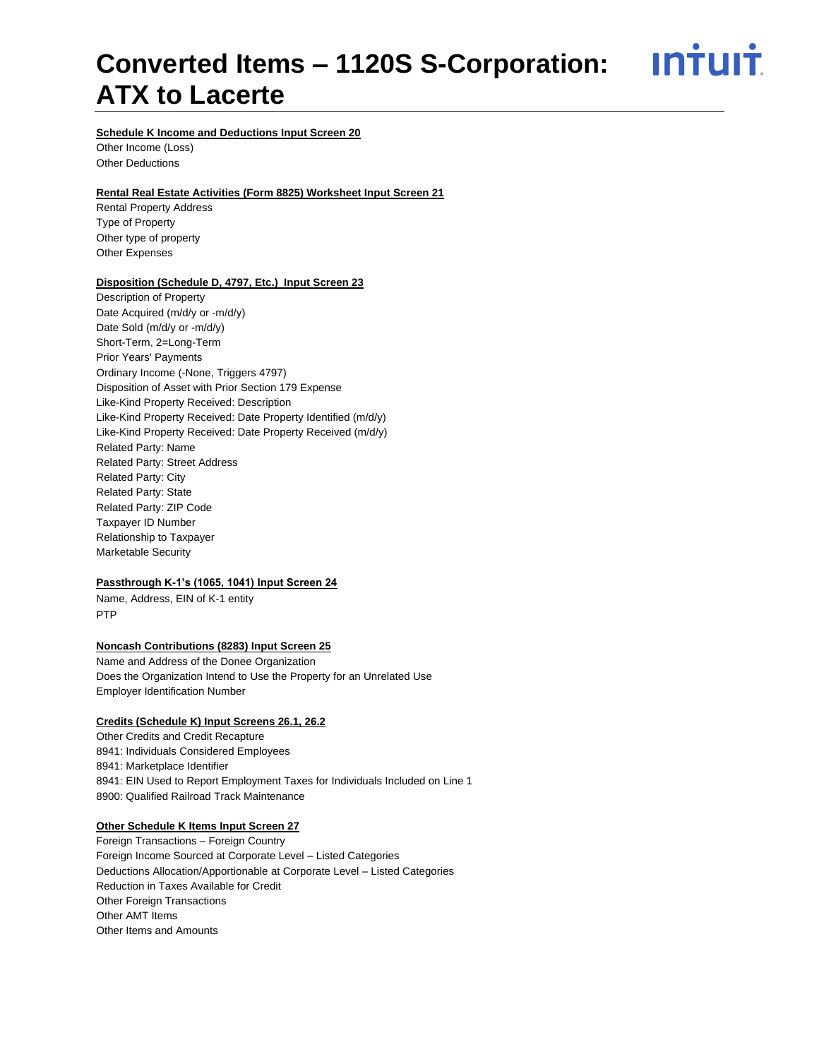# Converted Items – 1120S S-Corporation: ATX to Lacerte

**Schedule K Income and Deductions Input Screen 20**

Other Income (Loss)
Other Deductions

**Rental Real Estate Activities (Form 8825) Worksheet Input Screen 21**

Rental Property Address
Type of Property
Other type of property
Other Expenses

**Disposition (Schedule D, 4797, Etc.) Input Screen 23**

Description of Property
Date Acquired (m/d/y or -m/d/y)
Date Sold (m/d/y or -m/d/y)
Short-Term, 2=Long-Term
Prior Years' Payments
Ordinary Income (-None, Triggers 4797)
Disposition of Asset with Prior Section 179 Expense
Like-Kind Property Received: Description
Like-Kind Property Received: Date Property Identified (m/d/y)
Like-Kind Property Received: Date Property Received (m/d/y)
Related Party: Name
Related Party: Street Address
Related Party: City
Related Party: State
Related Party: ZIP Code
Taxpayer ID Number
Relationship to Taxpayer
Marketable Security

**Passthrough K-1's (1065, 1041) Input Screen 24**

Name, Address, EIN of K-1 entity
PTP

**Noncash Contributions (8283) Input Screen 25**

Name and Address of the Donee Organization
Does the Organization Intend to Use the Property for an Unrelated Use
Employer Identification Number

**Credits (Schedule K) Input Screens 26.1, 26.2**

Other Credits and Credit Recapture
8941: Individuals Considered Employees
8941: Marketplace Identifier
8941: EIN Used to Report Employment Taxes for Individuals Included on Line 1
8900: Qualified Railroad Track Maintenance

**Other Schedule K Items Input Screen 27**

Foreign Transactions – Foreign Country
Foreign Income Sourced at Corporate Level – Listed Categories
Deductions Allocation/Apportionable at Corporate Level – Listed Categories
Reduction in Taxes Available for Credit
Other Foreign Transactions
Other AMT Items
Other Items and Amounts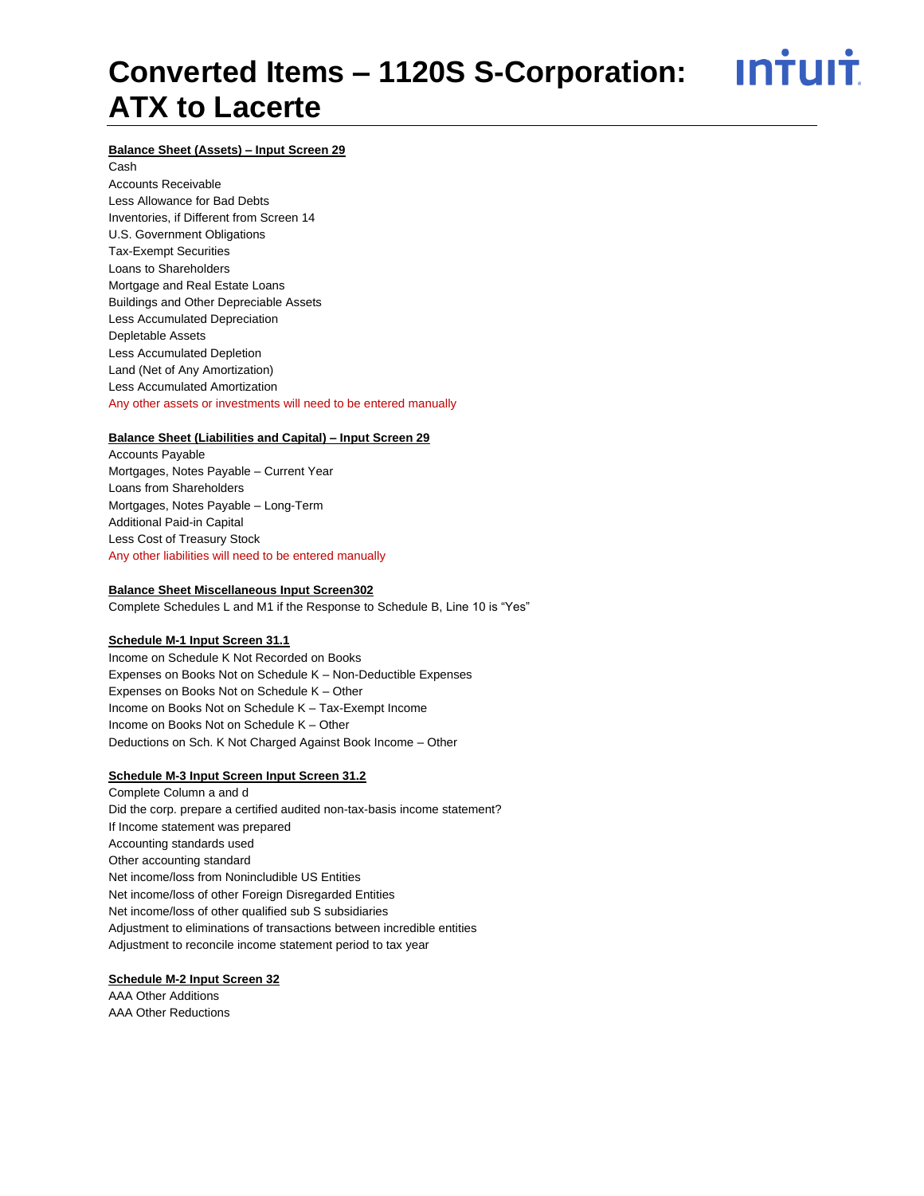# Converted Items – 1120S S-Corporation: ATX to Lacerte

**Balance Sheet (Assets) – Input Screen 29**

Cash
Accounts Receivable
Less Allowance for Bad Debts
Inventories, if Different from Screen 14
U.S. Government Obligations
Tax-Exempt Securities
Loans to Shareholders
Mortgage and Real Estate Loans
Buildings and Other Depreciable Assets
Less Accumulated Depreciation
Depletable Assets
Less Accumulated Depletion
Land (Net of Any Amortization)
Less Accumulated Amortization
Any other assets or investments will need to be entered manually

**Balance Sheet (Liabilities and Capital) – Input Screen 29**

Accounts Payable
Mortgages, Notes Payable – Current Year
Loans from Shareholders
Mortgages, Notes Payable – Long-Term
Additional Paid-in Capital
Less Cost of Treasury Stock
Any other liabilities will need to be entered manually

**Balance Sheet Miscellaneous Input Screen302**

Complete Schedules L and M1 if the Response to Schedule B, Line 10 is "Yes"

**Schedule M-1 Input Screen 31.1**

Income on Schedule K Not Recorded on Books
Expenses on Books Not on Schedule K – Non-Deductible Expenses
Expenses on Books Not on Schedule K – Other
Income on Books Not on Schedule K – Tax-Exempt Income
Income on Books Not on Schedule K – Other
Deductions on Sch. K Not Charged Against Book Income – Other

**Schedule M-3 Input Screen Input Screen 31.2**

Complete Column a and d
Did the corp. prepare a certified audited non-tax-basis income statement?
If Income statement was prepared
Accounting standards used
Other accounting standard
Net income/loss from Nonincludible US Entities
Net income/loss of other Foreign Disregarded Entities
Net income/loss of other qualified sub S subsidiaries
Adjustment to eliminations of transactions between incredible entities
Adjustment to reconcile income statement period to tax year

**Schedule M-2 Input Screen 32**

AAA Other Additions
AAA Other Reductions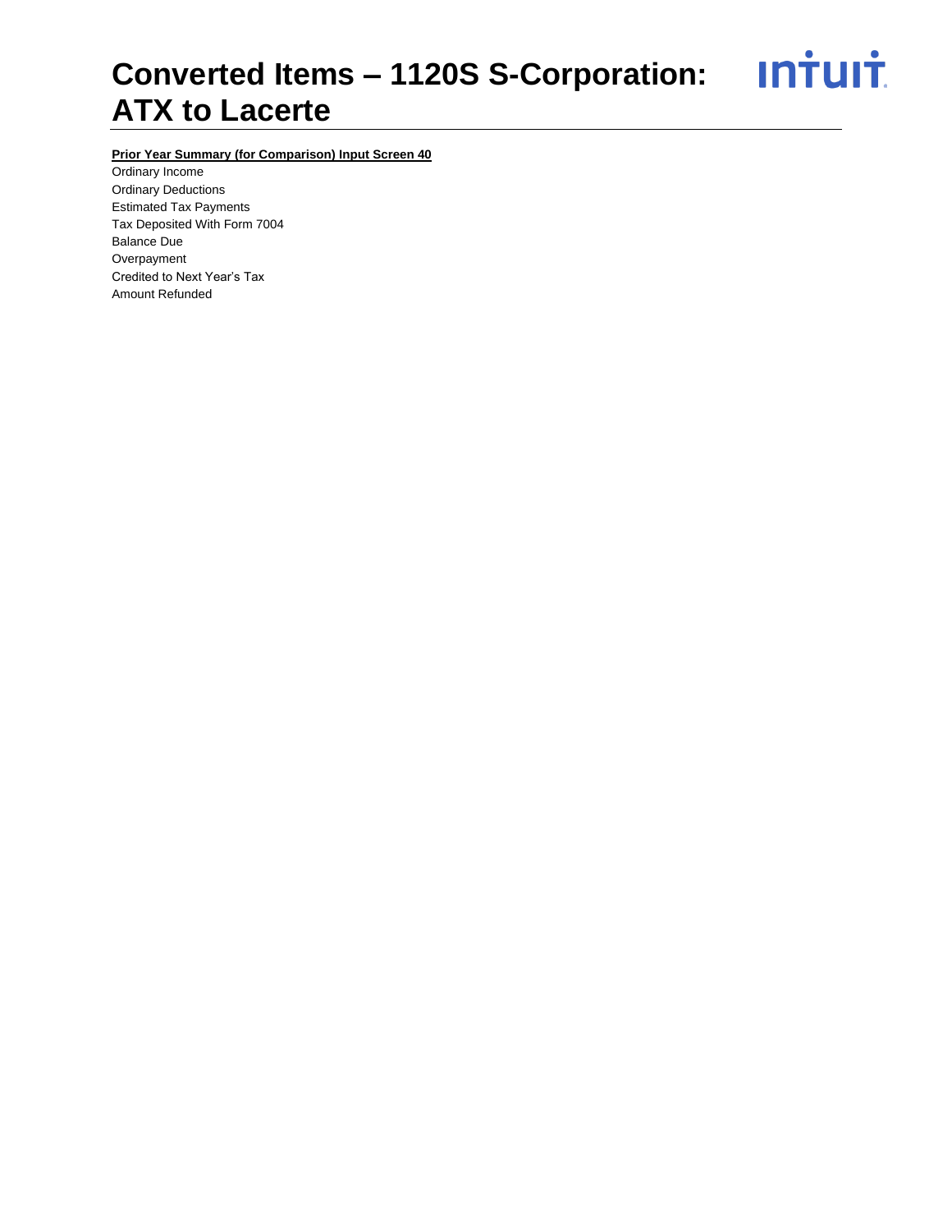# Converted Items – 1120S S-Corporation: ATX to Lacerte

**Prior Year Summary (for Comparison) Input Screen 40**

Ordinary Income
Ordinary Deductions
Estimated Tax Payments
Tax Deposited With Form 7004
Balance Due
Overpayment
Credited to Next Year's Tax
Amount Refunded